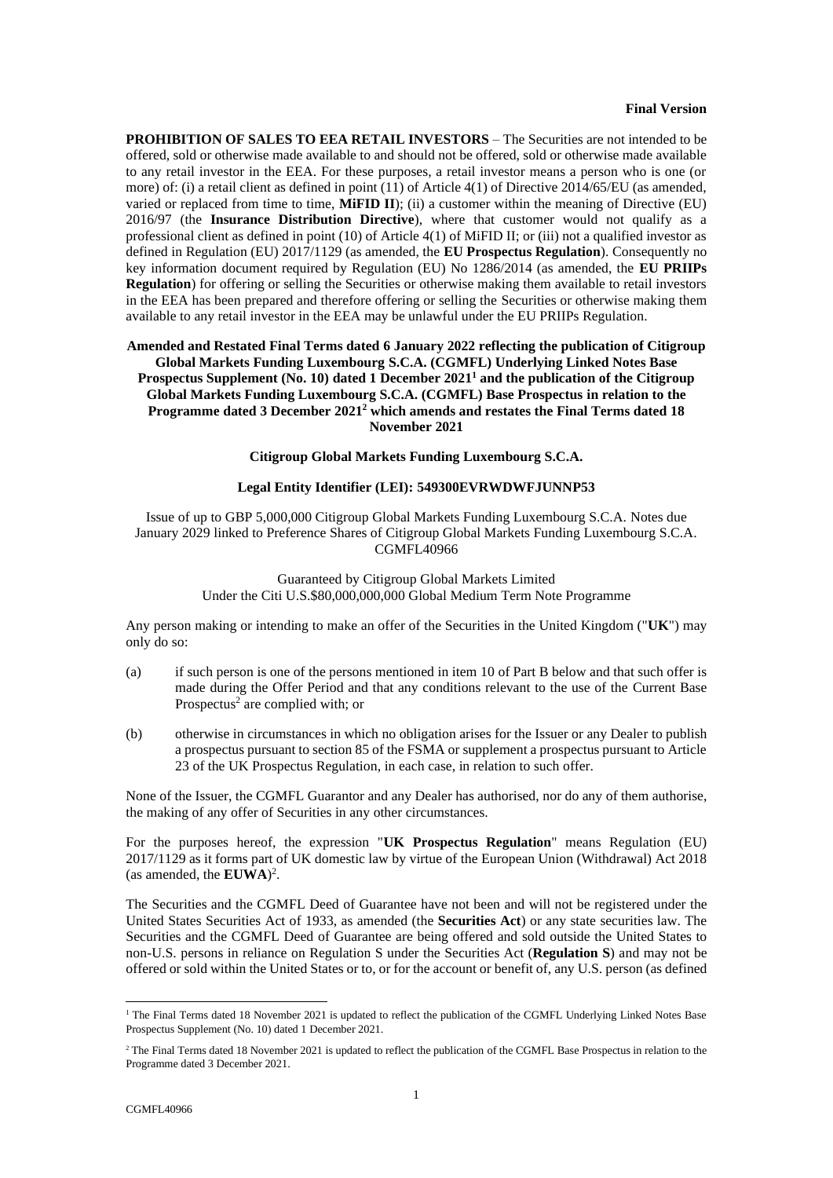**Final Version**

**PROHIBITION OF SALES TO EEA RETAIL INVESTORS** – The Securities are not intended to be offered, sold or otherwise made available to and should not be offered, sold or otherwise made available to any retail investor in the EEA. For these purposes, a retail investor means a person who is one (or more) of: (i) a retail client as defined in point (11) of Article 4(1) of Directive 2014/65/EU (as amended, varied or replaced from time to time, **MiFID II**); (ii) a customer within the meaning of Directive (EU) 2016/97 (the **Insurance Distribution Directive**), where that customer would not qualify as a professional client as defined in point (10) of Article 4(1) of MiFID II; or (iii) not a qualified investor as defined in Regulation (EU) 2017/1129 (as amended, the **EU Prospectus Regulation**). Consequently no key information document required by Regulation (EU) No 1286/2014 (as amended, the **EU PRIIPs Regulation**) for offering or selling the Securities or otherwise making them available to retail investors in the EEA has been prepared and therefore offering or selling the Securities or otherwise making them available to any retail investor in the EEA may be unlawful under the EU PRIIPs Regulation.

**Amended and Restated Final Terms dated 6 January 2022 reflecting the publication of Citigroup Global Markets Funding Luxembourg S.C.A. (CGMFL) Underlying Linked Notes Base Prospectus Supplement (No. 10) dated 1 December 2021[1] and the publication of the Citigroup Global Markets Funding Luxembourg S.C.A. (CGMFL) Base Prospectus in relation to the Programme dated 3 December 2021[2] which amends and restates the Final Terms dated 18 November 2021**

**Citigroup Global Markets Funding Luxembourg S.C.A.**

**Legal Entity Identifier (LEI): 549300EVRWDWFJUNNP53**

Issue of up to GBP 5,000,000 Citigroup Global Markets Funding Luxembourg S.C.A. Notes due January 2029 linked to Preference Shares of Citigroup Global Markets Funding Luxembourg S.C.A. CGMFL40966

Guaranteed by Citigroup Global Markets Limited
Under the Citi U.S.$80,000,000,000 Global Medium Term Note Programme

Any person making or intending to make an offer of the Securities in the United Kingdom ("**UK**") may only do so:

(a) if such person is one of the persons mentioned in item 10 of Part B below and that such offer is made during the Offer Period and that any conditions relevant to the use of the Current Base Prospectus[2] are complied with; or

(b) otherwise in circumstances in which no obligation arises for the Issuer or any Dealer to publish a prospectus pursuant to section 85 of the FSMA or supplement a prospectus pursuant to Article 23 of the UK Prospectus Regulation, in each case, in relation to such offer.

None of the Issuer, the CGMFL Guarantor and any Dealer has authorised, nor do any of them authorise, the making of any offer of Securities in any other circumstances.

For the purposes hereof, the expression "**UK Prospectus Regulation**" means Regulation (EU) 2017/1129 as it forms part of UK domestic law by virtue of the European Union (Withdrawal) Act 2018 (as amended, the **EUWA**)[2].

The Securities and the CGMFL Deed of Guarantee have not been and will not be registered under the United States Securities Act of 1933, as amended (the **Securities Act**) or any state securities law. The Securities and the CGMFL Deed of Guarantee are being offered and sold outside the United States to non-U.S. persons in reliance on Regulation S under the Securities Act (**Regulation S**) and may not be offered or sold within the United States or to, or for the account or benefit of, any U.S. person (as defined

[1] The Final Terms dated 18 November 2021 is updated to reflect the publication of the CGMFL Underlying Linked Notes Base Prospectus Supplement (No. 10) dated 1 December 2021.

[2] The Final Terms dated 18 November 2021 is updated to reflect the publication of the CGMFL Base Prospectus in relation to the Programme dated 3 December 2021.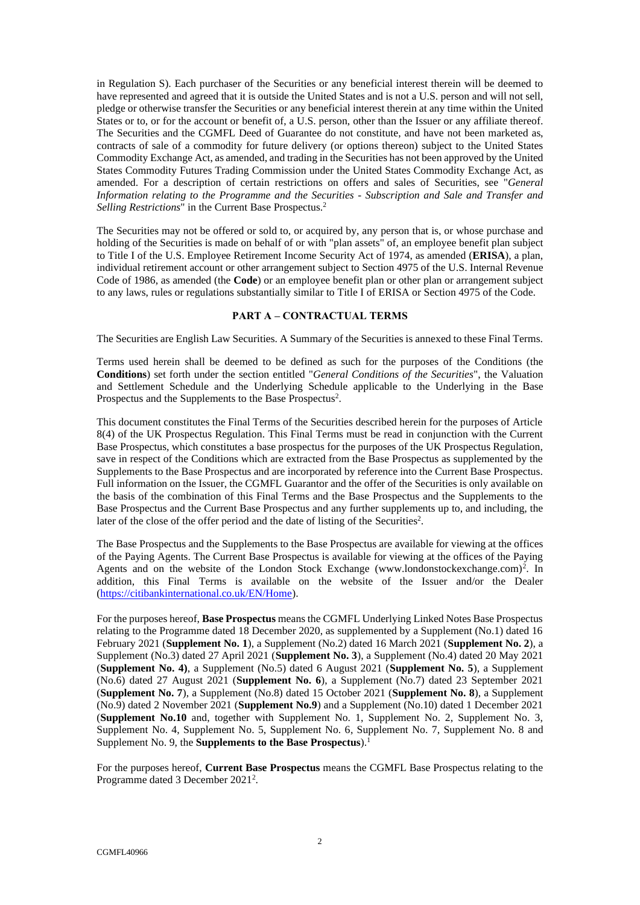in Regulation S). Each purchaser of the Securities or any beneficial interest therein will be deemed to have represented and agreed that it is outside the United States and is not a U.S. person and will not sell, pledge or otherwise transfer the Securities or any beneficial interest therein at any time within the United States or to, or for the account or benefit of, a U.S. person, other than the Issuer or any affiliate thereof. The Securities and the CGMFL Deed of Guarantee do not constitute, and have not been marketed as, contracts of sale of a commodity for future delivery (or options thereon) subject to the United States Commodity Exchange Act, as amended, and trading in the Securities has not been approved by the United States Commodity Futures Trading Commission under the United States Commodity Exchange Act, as amended. For a description of certain restrictions on offers and sales of Securities, see "*General Information relating to the Programme and the Securities - Subscription and Sale and Transfer and Selling Restrictions*" in the Current Base Prospectus.[2]

The Securities may not be offered or sold to, or acquired by, any person that is, or whose purchase and holding of the Securities is made on behalf of or with "plan assets" of, an employee benefit plan subject to Title I of the U.S. Employee Retirement Income Security Act of 1974, as amended (**ERISA**), a plan, individual retirement account or other arrangement subject to Section 4975 of the U.S. Internal Revenue Code of 1986, as amended (the **Code**) or an employee benefit plan or other plan or arrangement subject to any laws, rules or regulations substantially similar to Title I of ERISA or Section 4975 of the Code.

## PART A – CONTRACTUAL TERMS

The Securities are English Law Securities. A Summary of the Securities is annexed to these Final Terms.

Terms used herein shall be deemed to be defined as such for the purposes of the Conditions (the **Conditions**) set forth under the section entitled "*General Conditions of the Securities*", the Valuation and Settlement Schedule and the Underlying Schedule applicable to the Underlying in the Base Prospectus and the Supplements to the Base Prospectus[2].

This document constitutes the Final Terms of the Securities described herein for the purposes of Article 8(4) of the UK Prospectus Regulation. This Final Terms must be read in conjunction with the Current Base Prospectus, which constitutes a base prospectus for the purposes of the UK Prospectus Regulation, save in respect of the Conditions which are extracted from the Base Prospectus as supplemented by the Supplements to the Base Prospectus and are incorporated by reference into the Current Base Prospectus. Full information on the Issuer, the CGMFL Guarantor and the offer of the Securities is only available on the basis of the combination of this Final Terms and the Base Prospectus and the Supplements to the Base Prospectus and the Current Base Prospectus and any further supplements up to, and including, the later of the close of the offer period and the date of listing of the Securities[2].

The Base Prospectus and the Supplements to the Base Prospectus are available for viewing at the offices of the Paying Agents. The Current Base Prospectus is available for viewing at the offices of the Paying Agents and on the website of the London Stock Exchange (www.londonstockexchange.com)[2]. In addition, this Final Terms is available on the website of the Issuer and/or the Dealer (https://citibankinternational.co.uk/EN/Home).

For the purposes hereof, **Base Prospectus** means the CGMFL Underlying Linked Notes Base Prospectus relating to the Programme dated 18 December 2020, as supplemented by a Supplement (No.1) dated 16 February 2021 (**Supplement No. 1**), a Supplement (No.2) dated 16 March 2021 (**Supplement No. 2**), a Supplement (No.3) dated 27 April 2021 (**Supplement No. 3**), a Supplement (No.4) dated 20 May 2021 (**Supplement No. 4)**, a Supplement (No.5) dated 6 August 2021 (**Supplement No. 5**), a Supplement (No.6) dated 27 August 2021 (**Supplement No. 6**), a Supplement (No.7) dated 23 September 2021 (**Supplement No. 7**), a Supplement (No.8) dated 15 October 2021 (**Supplement No. 8**), a Supplement (No.9) dated 2 November 2021 (**Supplement No.9**) and a Supplement (No.10) dated 1 December 2021 (**Supplement No.10** and, together with Supplement No. 1, Supplement No. 2, Supplement No. 3, Supplement No. 4, Supplement No. 5, Supplement No. 6, Supplement No. 7, Supplement No. 8 and Supplement No. 9, the **Supplements to the Base Prospectus**).[1]

For the purposes hereof, **Current Base Prospectus** means the CGMFL Base Prospectus relating to the Programme dated 3 December 2021[2].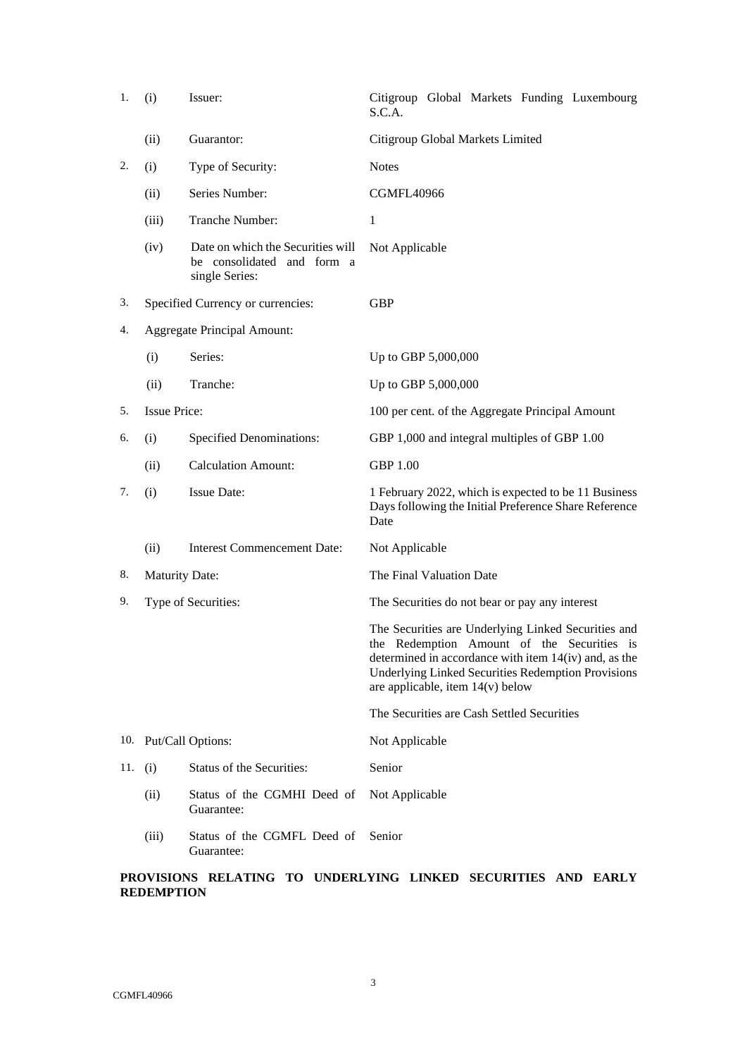| | | | |
|---|---|---|---|
| 1. | (i) | Issuer: | Citigroup Global Markets Funding Luxembourg S.C.A. |
| | (ii) | Guarantor: | Citigroup Global Markets Limited |
| 2. | (i) | Type of Security: | Notes |
| | (ii) | Series Number: | CGMFL40966 |
| | (iii) | Tranche Number: | 1 |
| | (iv) | Date on which the Securities will be consolidated and form a single Series: | Not Applicable |
| 3. | Specified Currency or currencies: | | GBP |
| 4. | Aggregate Principal Amount: | | |
| | (i) | Series: | Up to GBP 5,000,000 |
| | (ii) | Tranche: | Up to GBP 5,000,000 |
| 5. | Issue Price: | | 100 per cent. of the Aggregate Principal Amount |
| 6. | (i) | Specified Denominations: | GBP 1,000 and integral multiples of GBP 1.00 |
| | (ii) | Calculation Amount: | GBP 1.00 |
| 7. | (i) | Issue Date: | 1 February 2022, which is expected to be 11 Business Days following the Initial Preference Share Reference Date |
| | (ii) | Interest Commencement Date: | Not Applicable |
| 8. | Maturity Date: | | The Final Valuation Date |
| 9. | Type of Securities: | | The Securities do not bear or pay any interest<br><br>The Securities are Underlying Linked Securities and the Redemption Amount of the Securities is determined in accordance with item 14(iv) and, as the Underlying Linked Securities Redemption Provisions are applicable, item 14(v) below<br><br>The Securities are Cash Settled Securities |
| 10. | Put/Call Options: | | Not Applicable |
| 11. | (i) | Status of the Securities: | Senior |
| | (ii) | Status of the CGMHI Deed of Guarantee: | Not Applicable |
| | (iii) | Status of the CGMFL Deed of Guarantee: | Senior |

**PROVISIONS RELATING TO UNDERLYING LINKED SECURITIES AND EARLY REDEMPTION**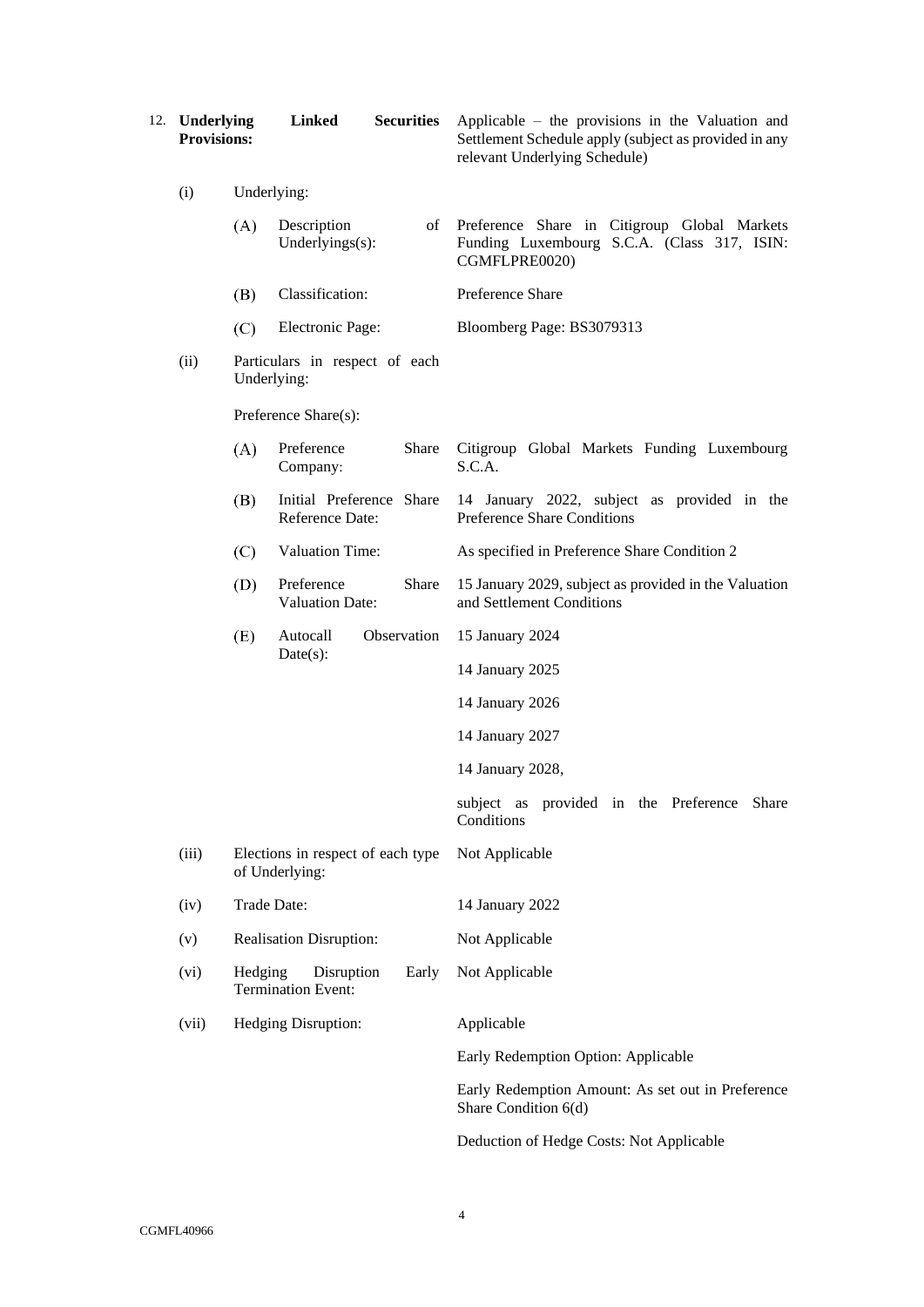12. **Underlying Linked Securities Provisions:** Applicable – the provisions in the Valuation and Settlement Schedule apply (subject as provided in any relevant Underlying Schedule)

| | | | |
|---|---|---|---|
| (i) | Underlying: | | |
| | (A) | Description of Underlyings(s): | Preference Share in Citigroup Global Markets Funding Luxembourg S.C.A. (Class 317, ISIN: CGMFLPRE0020) |
| | (B) | Classification: | Preference Share |
| | (C) | Electronic Page: | Bloomberg Page: BS3079313 |
| (ii) | Particulars in respect of each Underlying: | | |
| | Preference Share(s): | | |
| | (A) | Preference Share Company: | Citigroup Global Markets Funding Luxembourg S.C.A. |
| | (B) | Initial Preference Share Reference Date: | 14 January 2022, subject as provided in the Preference Share Conditions |
| | (C) | Valuation Time: | As specified in Preference Share Condition 2 |
| | (D) | Preference Share Valuation Date: | 15 January 2029, subject as provided in the Valuation and Settlement Conditions |
| | (E) | Autocall Observation Date(s): | 15 January 2024<br>14 January 2025<br>14 January 2026<br>14 January 2027<br>14 January 2028,<br>subject as provided in the Preference Share Conditions |
| (iii) | Elections in respect of each type of Underlying: | | Not Applicable |
| (iv) | Trade Date: | | 14 January 2022 |
| (v) | Realisation Disruption: | | Not Applicable |
| (vi) | Hedging Disruption Early Termination Event: | | Not Applicable |
| (vii) | Hedging Disruption: | | Applicable<br>Early Redemption Option: Applicable<br>Early Redemption Amount: As set out in Preference Share Condition 6(d)<br>Deduction of Hedge Costs: Not Applicable |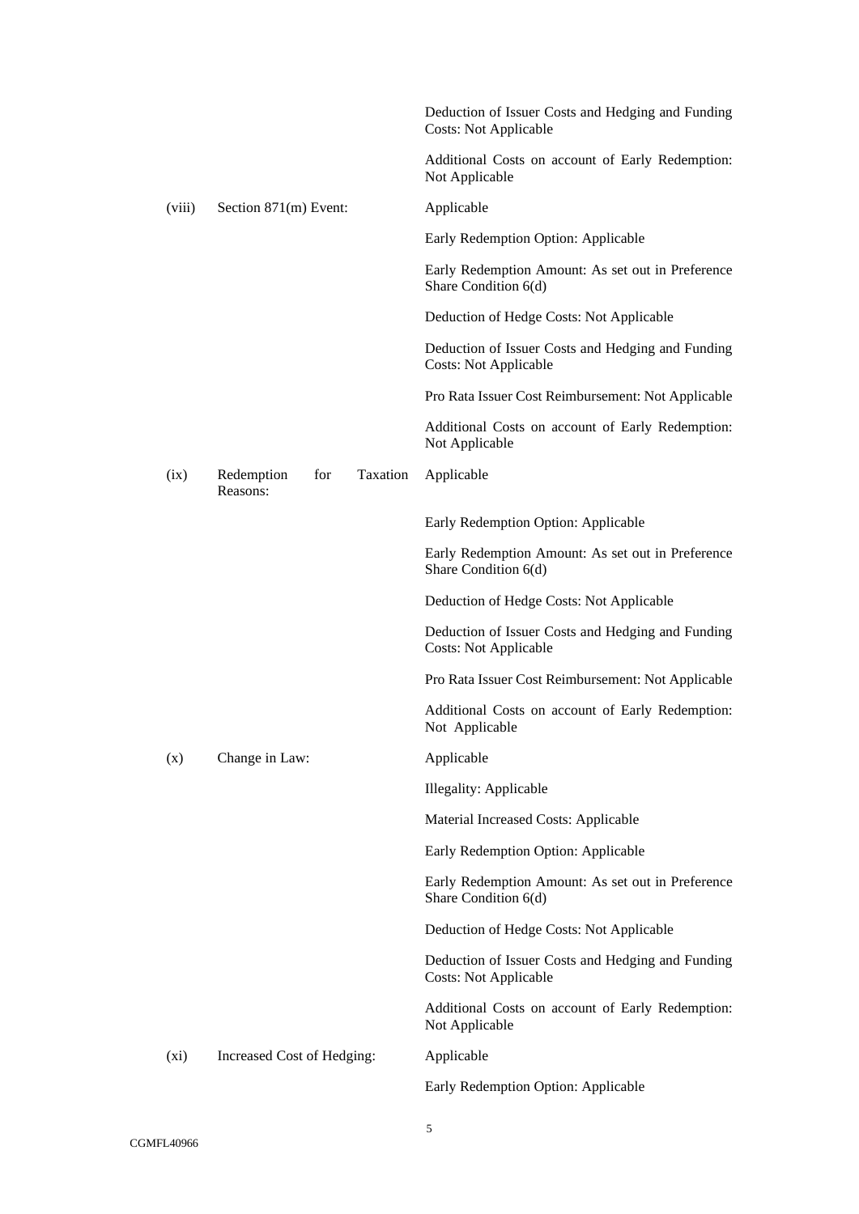| | | |
|---|---|---|
| | | Deduction of Issuer Costs and Hedging and Funding Costs: Not Applicable |
| | | Additional Costs on account of Early Redemption: Not Applicable |
| (viii) | Section 871(m) Event: | Applicable |
| | | Early Redemption Option: Applicable |
| | | Early Redemption Amount: As set out in Preference Share Condition 6(d) |
| | | Deduction of Hedge Costs: Not Applicable |
| | | Deduction of Issuer Costs and Hedging and Funding Costs: Not Applicable |
| | | Pro Rata Issuer Cost Reimbursement: Not Applicable |
| | | Additional Costs on account of Early Redemption: Not Applicable |
| (ix) | Redemption for Taxation Reasons: | Applicable |
| | | Early Redemption Option: Applicable |
| | | Early Redemption Amount: As set out in Preference Share Condition 6(d) |
| | | Deduction of Hedge Costs: Not Applicable |
| | | Deduction of Issuer Costs and Hedging and Funding Costs: Not Applicable |
| | | Pro Rata Issuer Cost Reimbursement: Not Applicable |
| | | Additional Costs on account of Early Redemption: Not Applicable |
| (x) | Change in Law: | Applicable |
| | | Illegality: Applicable |
| | | Material Increased Costs: Applicable |
| | | Early Redemption Option: Applicable |
| | | Early Redemption Amount: As set out in Preference Share Condition 6(d) |
| | | Deduction of Hedge Costs: Not Applicable |
| | | Deduction of Issuer Costs and Hedging and Funding Costs: Not Applicable |
| | | Additional Costs on account of Early Redemption: Not Applicable |
| (xi) | Increased Cost of Hedging: | Applicable |
| | | Early Redemption Option: Applicable |

CGMFL40966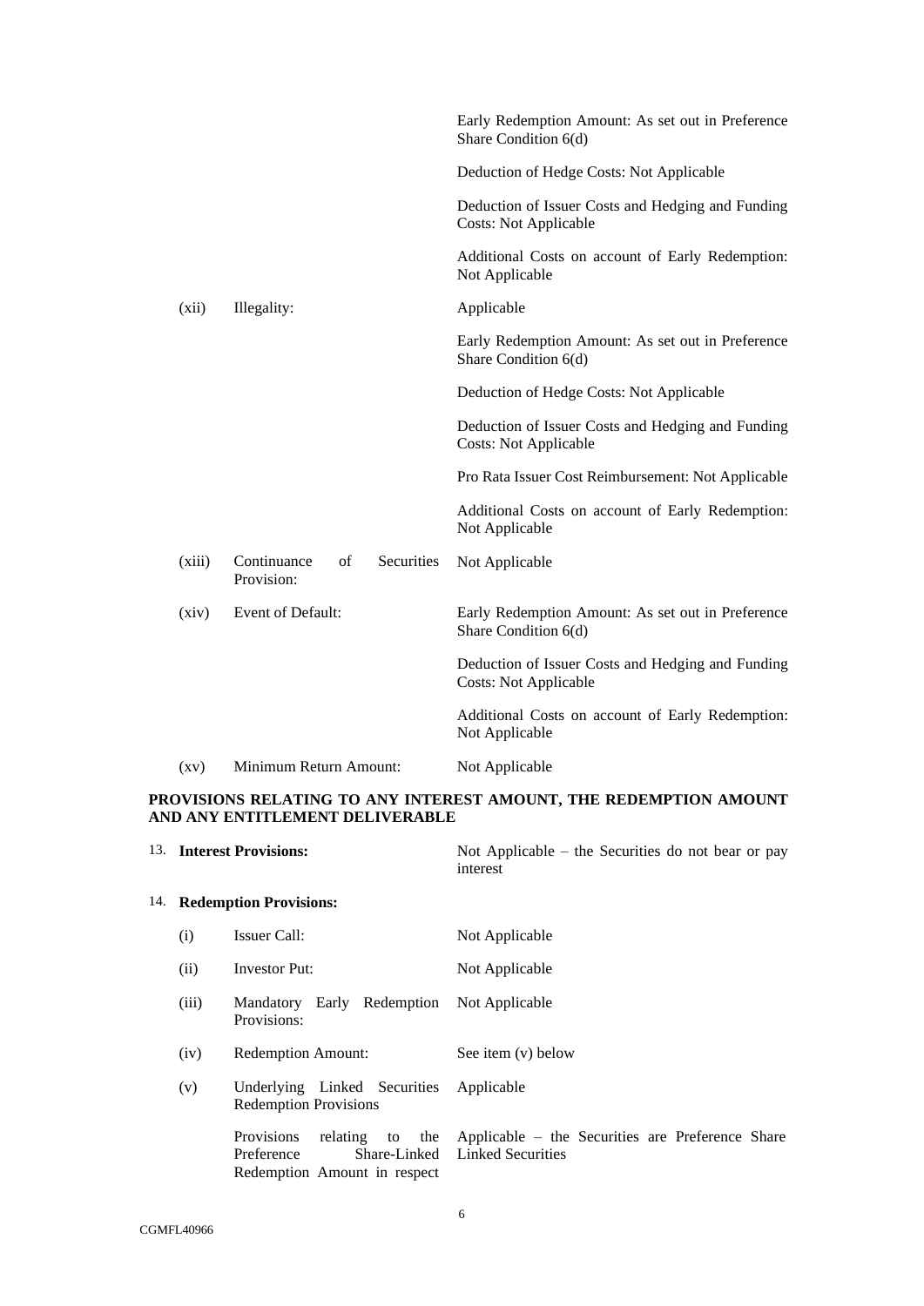| | | |
|---|---|---|
| | | Early Redemption Amount: As set out in Preference Share Condition 6(d) |
| | | Deduction of Hedge Costs: Not Applicable |
| | | Deduction of Issuer Costs and Hedging and Funding Costs: Not Applicable |
| | | Additional Costs on account of Early Redemption: Not Applicable |
| (xii) | Illegality: | Applicable |
| | | Early Redemption Amount: As set out in Preference Share Condition 6(d) |
| | | Deduction of Hedge Costs: Not Applicable |
| | | Deduction of Issuer Costs and Hedging and Funding Costs: Not Applicable |
| | | Pro Rata Issuer Cost Reimbursement: Not Applicable |
| | | Additional Costs on account of Early Redemption: Not Applicable |
| (xiii) | Continuance of Securities Provision: | Not Applicable |
| (xiv) | Event of Default: | Early Redemption Amount: As set out in Preference Share Condition 6(d) |
| | | Deduction of Issuer Costs and Hedging and Funding Costs: Not Applicable |
| | | Additional Costs on account of Early Redemption: Not Applicable |
| (xv) | Minimum Return Amount: | Not Applicable |

**PROVISIONS RELATING TO ANY INTEREST AMOUNT, THE REDEMPTION AMOUNT AND ANY ENTITLEMENT DELIVERABLE**

| | | |
|---|---|---|
| 13. | **Interest Provisions:** | Not Applicable – the Securities do not bear or pay interest |
| 14. | **Redemption Provisions:** | |
| (i) | Issuer Call: | Not Applicable |
| (ii) | Investor Put: | Not Applicable |
| (iii) | Mandatory Early Redemption Provisions: | Not Applicable |
| (iv) | Redemption Amount: | See item (v) below |
| (v) | Underlying Linked Securities Redemption Provisions | Applicable |
| | Provisions relating to the Preference Share-Linked Redemption Amount in respect | Applicable – the Securities are Preference Share Linked Securities |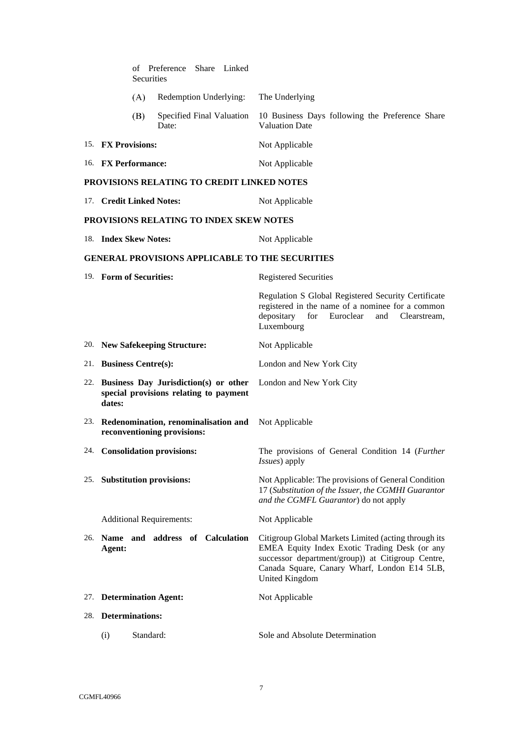| | |
|---|---|
| of Preference Share Linked Securities | |
| (A) Redemption Underlying: | The Underlying |
| (B) Specified Final Valuation Date: | 10 Business Days following the Preference Share Valuation Date |
| 15. **FX Provisions:** | Not Applicable |
| 16. **FX Performance:** | Not Applicable |

**PROVISIONS RELATING TO CREDIT LINKED NOTES**

| | |
|---|---|
| 17. **Credit Linked Notes:** | Not Applicable |

**PROVISIONS RELATING TO INDEX SKEW NOTES**

| | |
|---|---|
| 18. **Index Skew Notes:** | Not Applicable |

**GENERAL PROVISIONS APPLICABLE TO THE SECURITIES**

| | |
|---|---|
| 19. **Form of Securities:** | Registered Securities<br><br>Regulation S Global Registered Security Certificate registered in the name of a nominee for a common depositary for Euroclear and Clearstream, Luxembourg |
| 20. **New Safekeeping Structure:** | Not Applicable |
| 21. **Business Centre(s):** | London and New York City |
| 22. **Business Day Jurisdiction(s) or other special provisions relating to payment dates:** | London and New York City |
| 23. **Redenomination, renominalisation and reconventioning provisions:** | Not Applicable |
| 24. **Consolidation provisions:** | The provisions of General Condition 14 (*Further Issues*) apply |
| 25. **Substitution provisions:** | Not Applicable: The provisions of General Condition 17 (*Substitution of the Issuer, the CGMHI Guarantor and the CGMFL Guarantor*) do not apply |
| Additional Requirements: | Not Applicable |
| 26. **Name and address of Calculation Agent:** | Citigroup Global Markets Limited (acting through its EMEA Equity Index Exotic Trading Desk (or any successor department/group)) at Citigroup Centre, Canada Square, Canary Wharf, London E14 5LB, United Kingdom |
| 27. **Determination Agent:** | Not Applicable |
| 28. **Determinations:** | |
| (i) Standard: | Sole and Absolute Determination |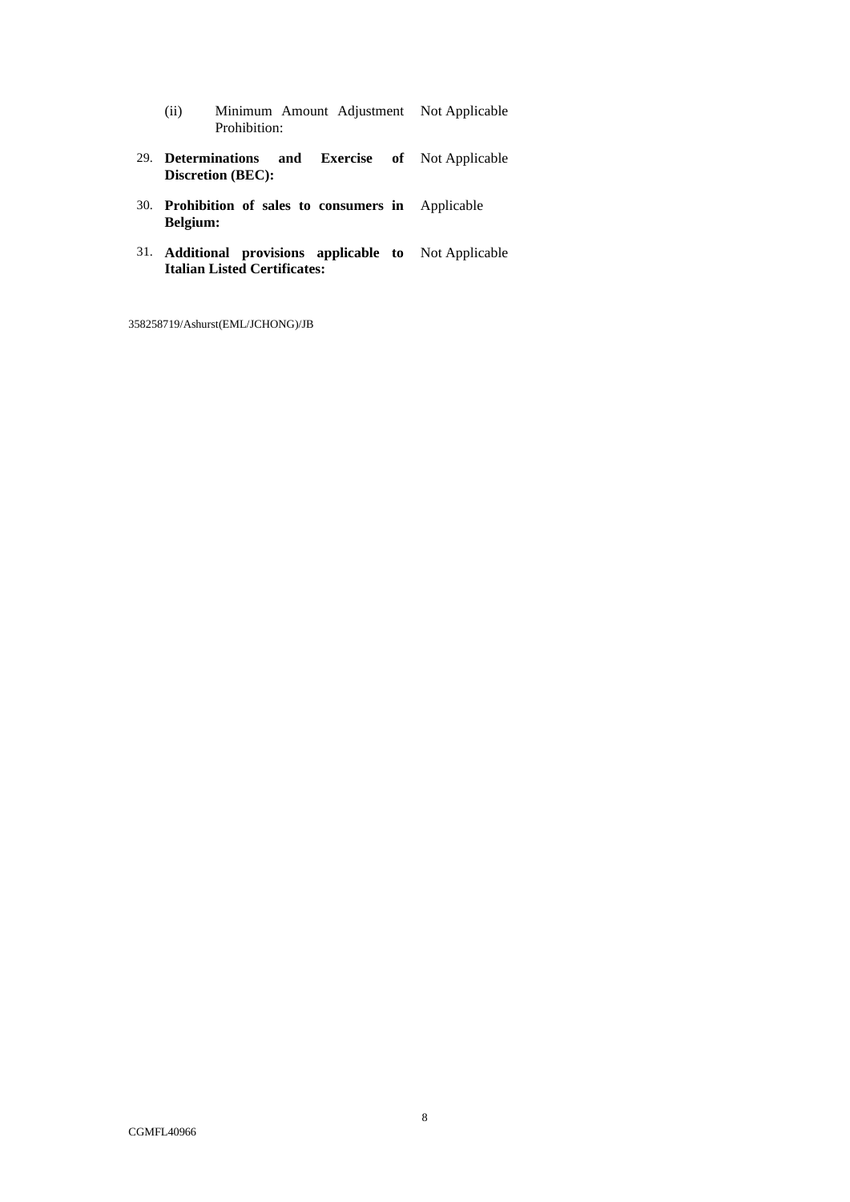| | | |
|---|---|---|
| | (ii) Minimum Amount Adjustment Prohibition: | Not Applicable |
| 29. | **Determinations and Exercise of Discretion (BEC):** | Not Applicable |
| 30. | **Prohibition of sales to consumers in Belgium:** | Applicable |
| 31. | **Additional provisions applicable to Italian Listed Certificates:** | Not Applicable |

358258719/Ashurst(EML/JCHONG)/JB

CGMFL40966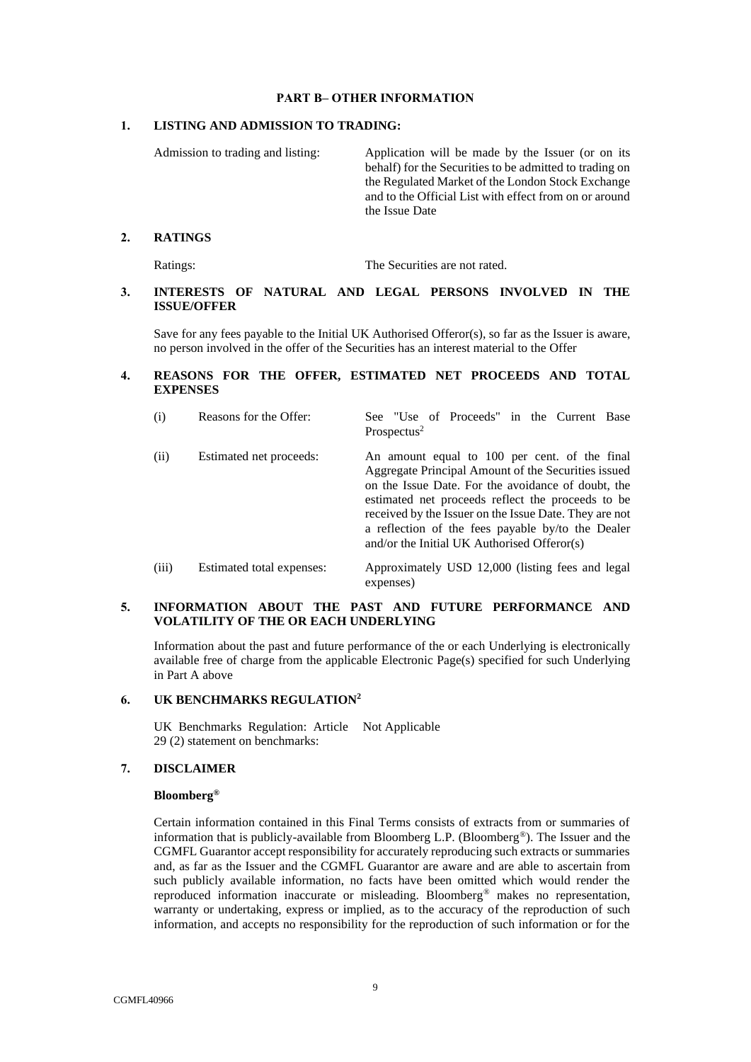## PART B– OTHER INFORMATION

### 1. LISTING AND ADMISSION TO TRADING:

| | |
|---|---|
| Admission to trading and listing: | Application will be made by the Issuer (or on its behalf) for the Securities to be admitted to trading on the Regulated Market of the London Stock Exchange and to the Official List with effect from on or around the Issue Date |

### 2. RATINGS

| | |
|---|---|
| Ratings: | The Securities are not rated. |

### 3. INTERESTS OF NATURAL AND LEGAL PERSONS INVOLVED IN THE ISSUE/OFFER

Save for any fees payable to the Initial UK Authorised Offeror(s), so far as the Issuer is aware, no person involved in the offer of the Securities has an interest material to the Offer

### 4. REASONS FOR THE OFFER, ESTIMATED NET PROCEEDS AND TOTAL EXPENSES

| | | |
|---|---|---|
| (i) | Reasons for the Offer: | See "Use of Proceeds" in the Current Base Prospectus[2] |
| (ii) | Estimated net proceeds: | An amount equal to 100 per cent. of the final Aggregate Principal Amount of the Securities issued on the Issue Date. For the avoidance of doubt, the estimated net proceeds reflect the proceeds to be received by the Issuer on the Issue Date. They are not a reflection of the fees payable by/to the Dealer and/or the Initial UK Authorised Offeror(s) |
| (iii) | Estimated total expenses: | Approximately USD 12,000 (listing fees and legal expenses) |

### 5. INFORMATION ABOUT THE PAST AND FUTURE PERFORMANCE AND VOLATILITY OF THE OR EACH UNDERLYING

Information about the past and future performance of the or each Underlying is electronically available free of charge from the applicable Electronic Page(s) specified for such Underlying in Part A above

### 6. UK BENCHMARKS REGULATION[2]

| | |
|---|---|
| UK Benchmarks Regulation: Article 29 (2) statement on benchmarks: | Not Applicable |

### 7. DISCLAIMER

**Bloomberg®**

Certain information contained in this Final Terms consists of extracts from or summaries of information that is publicly-available from Bloomberg L.P. (Bloomberg®). The Issuer and the CGMFL Guarantor accept responsibility for accurately reproducing such extracts or summaries and, as far as the Issuer and the CGMFL Guarantor are aware and are able to ascertain from such publicly available information, no facts have been omitted which would render the reproduced information inaccurate or misleading. Bloomberg® makes no representation, warranty or undertaking, express or implied, as to the accuracy of the reproduction of such information, and accepts no responsibility for the reproduction of such information or for the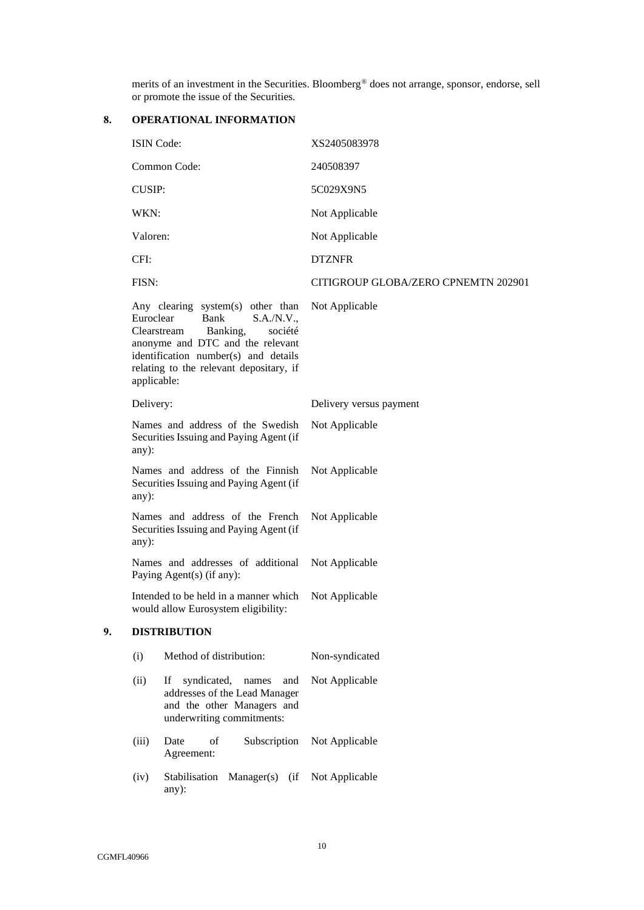merits of an investment in the Securities. Bloomberg® does not arrange, sponsor, endorse, sell or promote the issue of the Securities.

## 8. OPERATIONAL INFORMATION

| | |
|---|---|
| ISIN Code: | XS2405083978 |
| Common Code: | 240508397 |
| CUSIP: | 5C029X9N5 |
| WKN: | Not Applicable |
| Valoren: | Not Applicable |
| CFI: | DTZNFR |
| FISN: | CITIGROUP GLOBA/ZERO CPNEMTN 202901 |
| Any clearing system(s) other than Euroclear Bank S.A./N.V., Clearstream Banking, société anonyme and DTC and the relevant identification number(s) and details relating to the relevant depositary, if applicable: | Not Applicable |
| Delivery: | Delivery versus payment |
| Names and address of the Swedish Securities Issuing and Paying Agent (if any): | Not Applicable |
| Names and address of the Finnish Securities Issuing and Paying Agent (if any): | Not Applicable |
| Names and address of the French Securities Issuing and Paying Agent (if any): | Not Applicable |
| Names and addresses of additional Paying Agent(s) (if any): | Not Applicable |
| Intended to be held in a manner which would allow Eurosystem eligibility: | Not Applicable |

## 9. DISTRIBUTION

| | | |
|---|---|---|
| (i) | Method of distribution: | Non-syndicated |
| (ii) | If syndicated, names and addresses of the Lead Manager and the other Managers and underwriting commitments: | Not Applicable |
| (iii) | Date of Subscription Agreement: | Not Applicable |
| (iv) | Stabilisation Manager(s) (if any): | Not Applicable |

CGMFL40966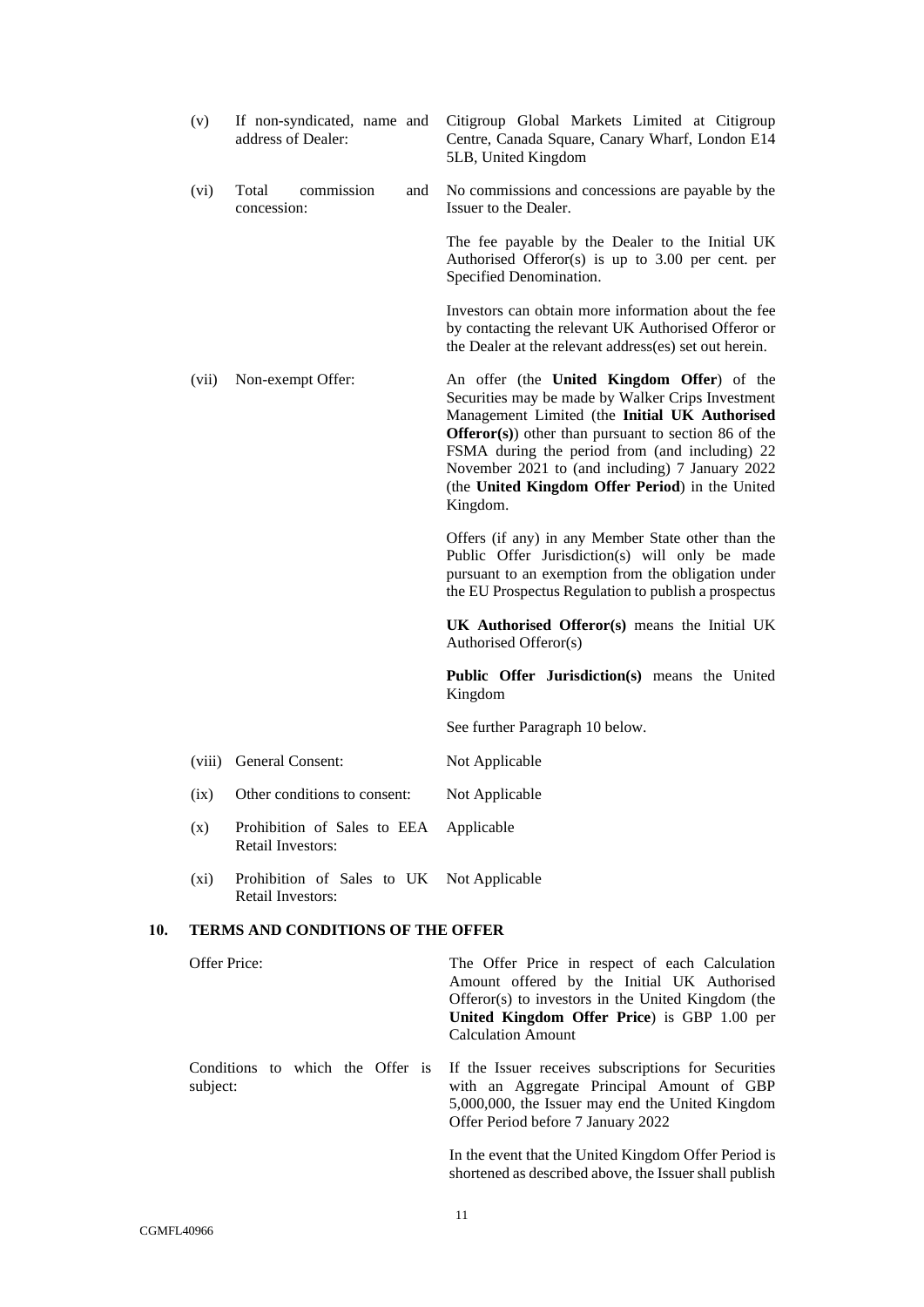| | | |
|---|---|---|
| (v) | If non-syndicated, name and address of Dealer: | Citigroup Global Markets Limited at Citigroup Centre, Canada Square, Canary Wharf, London E14 5LB, United Kingdom |
| (vi) | Total commission and concession: | No commissions and concessions are payable by the Issuer to the Dealer.<br><br>The fee payable by the Dealer to the Initial UK Authorised Offeror(s) is up to 3.00 per cent. per Specified Denomination.<br><br>Investors can obtain more information about the fee by contacting the relevant UK Authorised Offeror or the Dealer at the relevant address(es) set out herein. |
| (vii) | Non-exempt Offer: | An offer (the **United Kingdom Offer**) of the Securities may be made by Walker Crips Investment Management Limited (the **Initial UK Authorised Offeror(s)**) other than pursuant to section 86 of the FSMA during the period from (and including) 22 November 2021 to (and including) 7 January 2022 (the **United Kingdom Offer Period**) in the United Kingdom.<br><br>Offers (if any) in any Member State other than the Public Offer Jurisdiction(s) will only be made pursuant to an exemption from the obligation under the EU Prospectus Regulation to publish a prospectus<br><br>**UK Authorised Offeror(s)** means the Initial UK Authorised Offeror(s)<br><br>**Public Offer Jurisdiction(s)** means the United Kingdom<br><br>See further Paragraph 10 below. |
| (viii) | General Consent: | Not Applicable |
| (ix) | Other conditions to consent: | Not Applicable |
| (x) | Prohibition of Sales to EEA Retail Investors: | Applicable |
| (xi) | Prohibition of Sales to UK Retail Investors: | Not Applicable |

## 10. TERMS AND CONDITIONS OF THE OFFER

| | |
|---|---|
| Offer Price: | The Offer Price in respect of each Calculation Amount offered by the Initial UK Authorised Offeror(s) to investors in the United Kingdom (the **United Kingdom Offer Price**) is GBP 1.00 per Calculation Amount |
| Conditions to which the Offer is subject: | If the Issuer receives subscriptions for Securities with an Aggregate Principal Amount of GBP 5,000,000, the Issuer may end the United Kingdom Offer Period before 7 January 2022<br><br>In the event that the United Kingdom Offer Period is shortened as described above, the Issuer shall publish |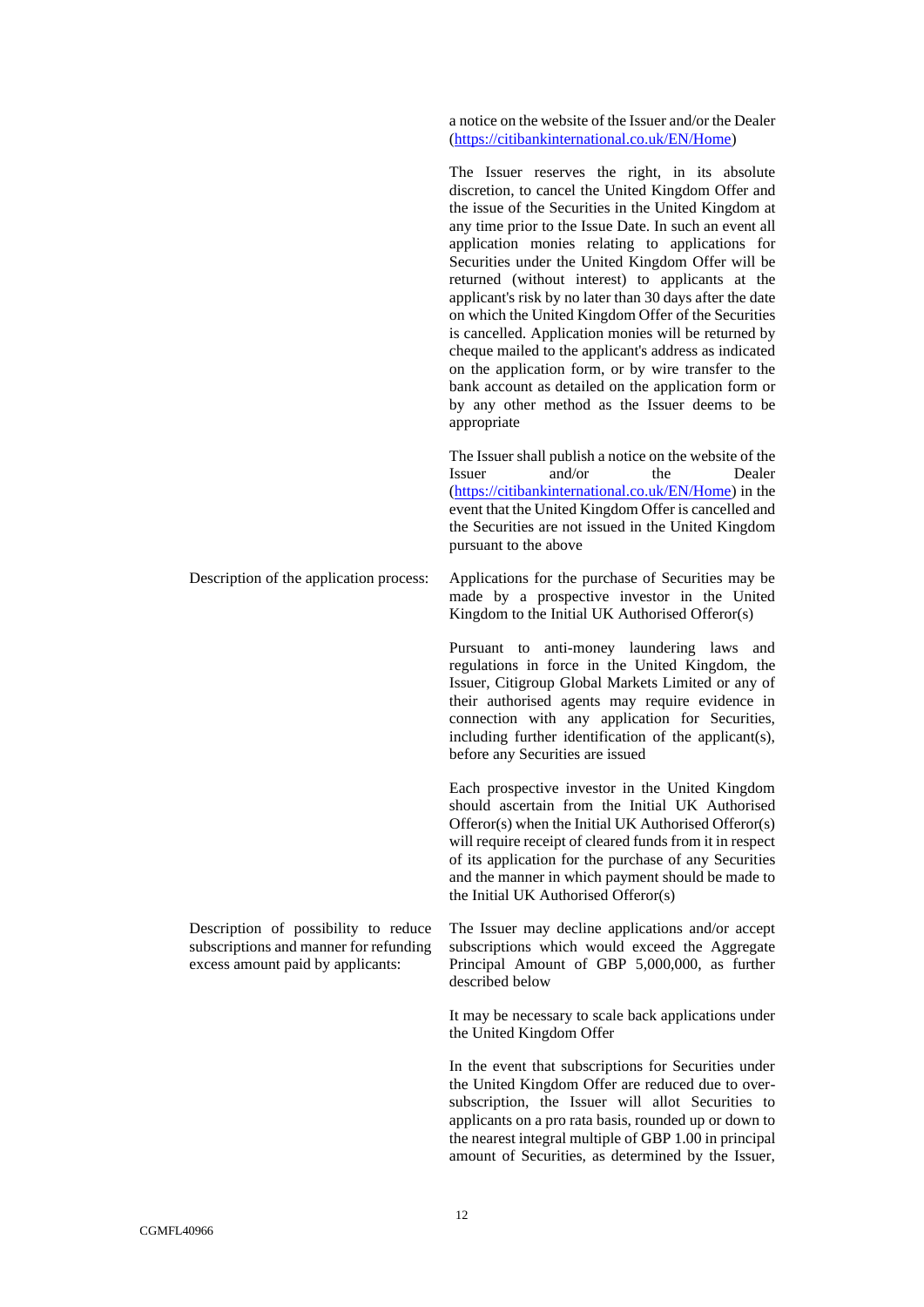| | |
|---|---|
| | a notice on the website of the Issuer and/or the Dealer (https://citibankinternational.co.uk/EN/Home) |
| | The Issuer reserves the right, in its absolute discretion, to cancel the United Kingdom Offer and the issue of the Securities in the United Kingdom at any time prior to the Issue Date. In such an event all application monies relating to applications for Securities under the United Kingdom Offer will be returned (without interest) to applicants at the applicant's risk by no later than 30 days after the date on which the United Kingdom Offer of the Securities is cancelled. Application monies will be returned by cheque mailed to the applicant's address as indicated on the application form, or by wire transfer to the bank account as detailed on the application form or by any other method as the Issuer deems to be appropriate |
| | The Issuer shall publish a notice on the website of the Issuer and/or the Dealer (https://citibankinternational.co.uk/EN/Home) in the event that the United Kingdom Offer is cancelled and the Securities are not issued in the United Kingdom pursuant to the above |
| Description of the application process: | Applications for the purchase of Securities may be made by a prospective investor in the United Kingdom to the Initial UK Authorised Offeror(s) |
| | Pursuant to anti-money laundering laws and regulations in force in the United Kingdom, the Issuer, Citigroup Global Markets Limited or any of their authorised agents may require evidence in connection with any application for Securities, including further identification of the applicant(s), before any Securities are issued |
| | Each prospective investor in the United Kingdom should ascertain from the Initial UK Authorised Offeror(s) when the Initial UK Authorised Offeror(s) will require receipt of cleared funds from it in respect of its application for the purchase of any Securities and the manner in which payment should be made to the Initial UK Authorised Offeror(s) |
| Description of possibility to reduce subscriptions and manner for refunding excess amount paid by applicants: | The Issuer may decline applications and/or accept subscriptions which would exceed the Aggregate Principal Amount of GBP 5,000,000, as further described below |
| | It may be necessary to scale back applications under the United Kingdom Offer |
| | In the event that subscriptions for Securities under the United Kingdom Offer are reduced due to over-subscription, the Issuer will allot Securities to applicants on a pro rata basis, rounded up or down to the nearest integral multiple of GBP 1.00 in principal amount of Securities, as determined by the Issuer, |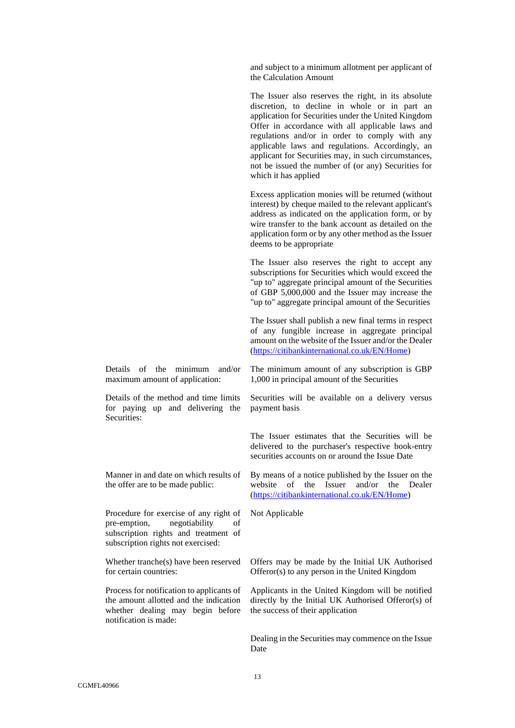| | |
|---|---|
| | and subject to a minimum allotment per applicant of the Calculation Amount<br><br>The Issuer also reserves the right, in its absolute discretion, to decline in whole or in part an application for Securities under the United Kingdom Offer in accordance with all applicable laws and regulations and/or in order to comply with any applicable laws and regulations. Accordingly, an applicant for Securities may, in such circumstances, not be issued the number of (or any) Securities for which it has applied<br><br>Excess application monies will be returned (without interest) by cheque mailed to the relevant applicant's address as indicated on the application form, or by wire transfer to the bank account as detailed on the application form or by any other method as the Issuer deems to be appropriate<br><br>The Issuer also reserves the right to accept any subscriptions for Securities which would exceed the "up to" aggregate principal amount of the Securities of GBP 5,000,000 and the Issuer may increase the "up to" aggregate principal amount of the Securities<br><br>The Issuer shall publish a new final terms in respect of any fungible increase in aggregate principal amount on the website of the Issuer and/or the Dealer (https://citibankinternational.co.uk/EN/Home) |
| Details of the minimum and/or maximum amount of application: | The minimum amount of any subscription is GBP 1,000 in principal amount of the Securities |
| Details of the method and time limits for paying up and delivering the Securities: | Securities will be available on a delivery versus payment basis<br><br>The Issuer estimates that the Securities will be delivered to the purchaser's respective book-entry securities accounts on or around the Issue Date |
| Manner in and date on which results of the offer are to be made public: | By means of a notice published by the Issuer on the website of the Issuer and/or the Dealer (https://citibankinternational.co.uk/EN/Home) |
| Procedure for exercise of any right of pre-emption, negotiability of subscription rights and treatment of subscription rights not exercised: | Not Applicable |
| Whether tranche(s) have been reserved for certain countries: | Offers may be made by the Initial UK Authorised Offeror(s) to any person in the United Kingdom |
| Process for notification to applicants of the amount allotted and the indication whether dealing may begin before notification is made: | Applicants in the United Kingdom will be notified directly by the Initial UK Authorised Offeror(s) of the success of their application<br><br>Dealing in the Securities may commence on the Issue Date |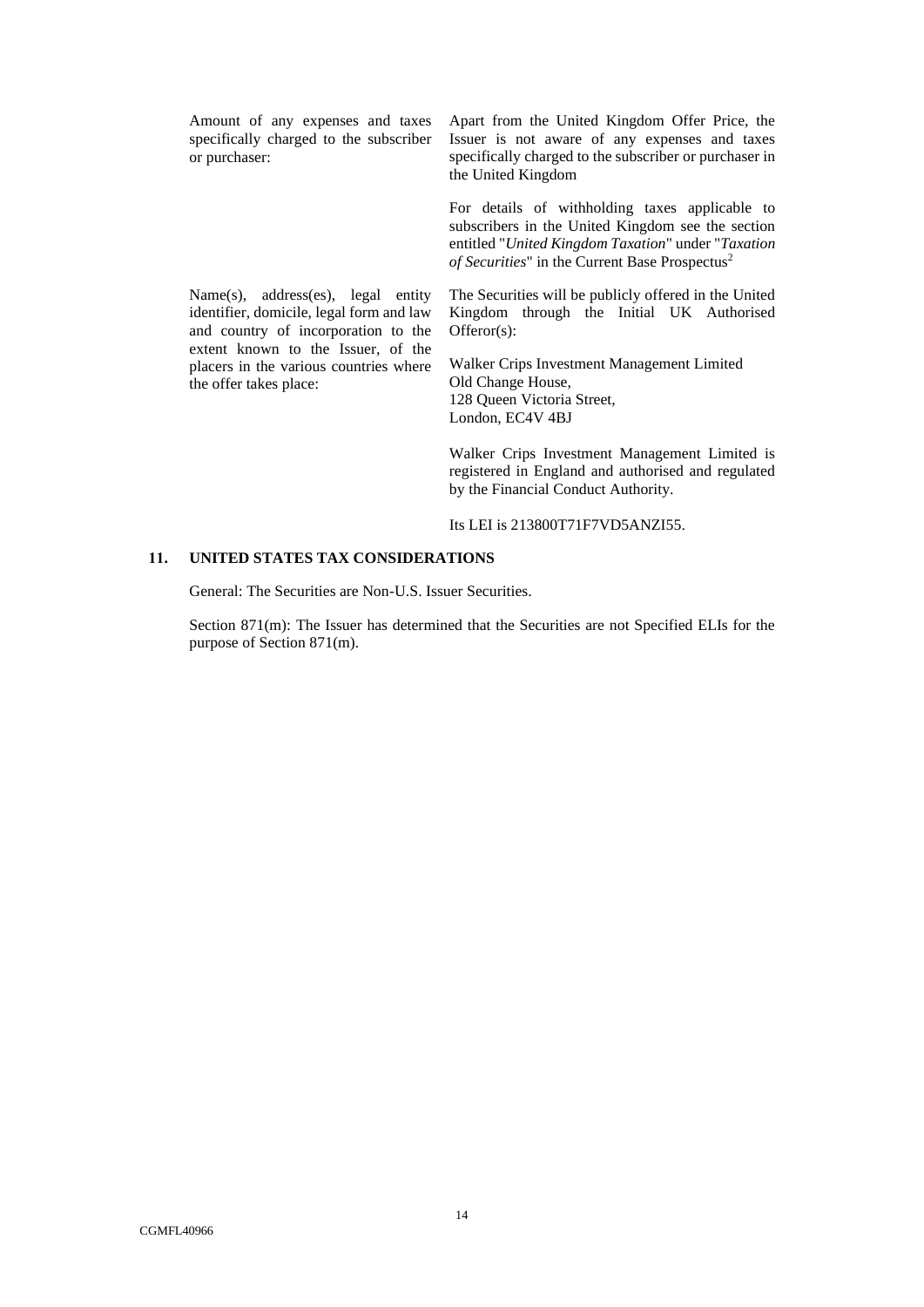| | |
|---|---|
| Amount of any expenses and taxes specifically charged to the subscriber or purchaser: | Apart from the United Kingdom Offer Price, the Issuer is not aware of any expenses and taxes specifically charged to the subscriber or purchaser in the United Kingdom<br><br>For details of withholding taxes applicable to subscribers in the United Kingdom see the section entitled "*United Kingdom Taxation*" under "*Taxation of Securities*" in the Current Base Prospectus[2] |
| Name(s), address(es), legal entity identifier, domicile, legal form and law and country of incorporation to the extent known to the Issuer, of the placers in the various countries where the offer takes place: | The Securities will be publicly offered in the United Kingdom through the Initial UK Authorised Offeror(s):<br><br>Walker Crips Investment Management Limited<br>Old Change House,<br>128 Queen Victoria Street,<br>London, EC4V 4BJ<br><br>Walker Crips Investment Management Limited is registered in England and authorised and regulated by the Financial Conduct Authority.<br><br>Its LEI is 213800T71F7VD5ANZI55. |

## 11. UNITED STATES TAX CONSIDERATIONS

General: The Securities are Non-U.S. Issuer Securities.

Section 871(m): The Issuer has determined that the Securities are not Specified ELIs for the purpose of Section 871(m).

CGMFL40966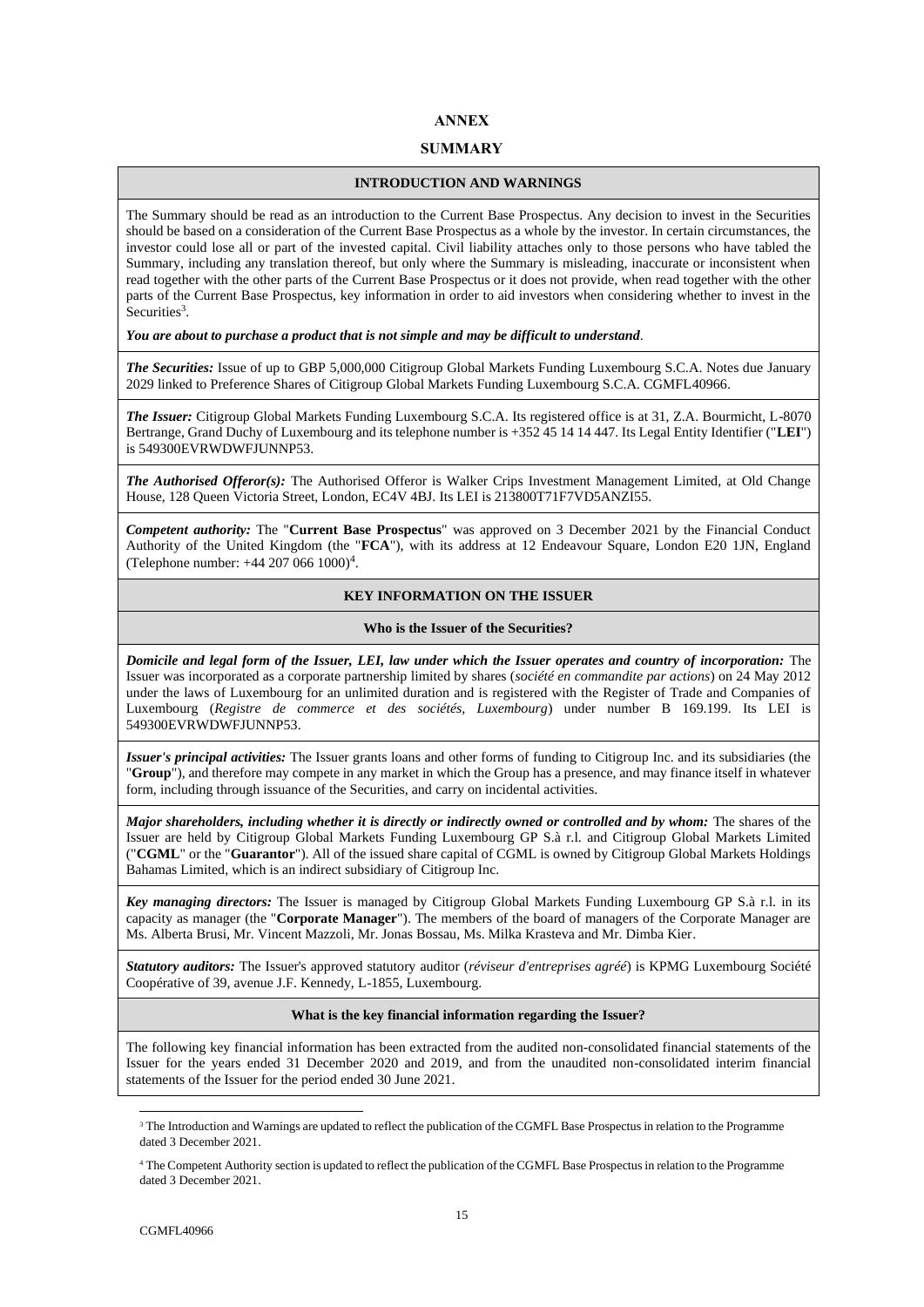# ANNEX

# SUMMARY

## INTRODUCTION AND WARNINGS

The Summary should be read as an introduction to the Current Base Prospectus. Any decision to invest in the Securities should be based on a consideration of the Current Base Prospectus as a whole by the investor. In certain circumstances, the investor could lose all or part of the invested capital. Civil liability attaches only to those persons who have tabled the Summary, including any translation thereof, but only where the Summary is misleading, inaccurate or inconsistent when read together with the other parts of the Current Base Prospectus or it does not provide, when read together with the other parts of the Current Base Prospectus, key information in order to aid investors when considering whether to invest in the Securities[3].

***You are about to purchase a product that is not simple and may be difficult to understand***.

***The Securities:*** Issue of up to GBP 5,000,000 Citigroup Global Markets Funding Luxembourg S.C.A. Notes due January 2029 linked to Preference Shares of Citigroup Global Markets Funding Luxembourg S.C.A. CGMFL40966.

***The Issuer:*** Citigroup Global Markets Funding Luxembourg S.C.A. Its registered office is at 31, Z.A. Bourmicht, L-8070 Bertrange, Grand Duchy of Luxembourg and its telephone number is +352 45 14 14 447. Its Legal Entity Identifier ("**LEI**") is 549300EVRWDWFJUNNP53.

***The Authorised Offeror(s):*** The Authorised Offeror is Walker Crips Investment Management Limited, at Old Change House, 128 Queen Victoria Street, London, EC4V 4BJ. Its LEI is 213800T71F7VD5ANZI55.

***Competent authority:*** The "**Current Base Prospectus**" was approved on 3 December 2021 by the Financial Conduct Authority of the United Kingdom (the "**FCA**"), with its address at 12 Endeavour Square, London E20 1JN, England (Telephone number: +44 207 066 1000)[4].

## KEY INFORMATION ON THE ISSUER

### Who is the Issuer of the Securities?

***Domicile and legal form of the Issuer, LEI, law under which the Issuer operates and country of incorporation:*** The Issuer was incorporated as a corporate partnership limited by shares (*société en commandite par actions*) on 24 May 2012 under the laws of Luxembourg for an unlimited duration and is registered with the Register of Trade and Companies of Luxembourg (*Registre de commerce et des sociétés, Luxembourg*) under number B 169.199. Its LEI is 549300EVRWDWFJUNNP53.

***Issuer's principal activities:*** The Issuer grants loans and other forms of funding to Citigroup Inc. and its subsidiaries (the "**Group**"), and therefore may compete in any market in which the Group has a presence, and may finance itself in whatever form, including through issuance of the Securities, and carry on incidental activities.

***Major shareholders, including whether it is directly or indirectly owned or controlled and by whom:*** The shares of the Issuer are held by Citigroup Global Markets Funding Luxembourg GP S.à r.l. and Citigroup Global Markets Limited ("**CGML**" or the "**Guarantor**"). All of the issued share capital of CGML is owned by Citigroup Global Markets Holdings Bahamas Limited, which is an indirect subsidiary of Citigroup Inc.

***Key managing directors:*** The Issuer is managed by Citigroup Global Markets Funding Luxembourg GP S.à r.l. in its capacity as manager (the "**Corporate Manager**"). The members of the board of managers of the Corporate Manager are Ms. Alberta Brusi, Mr. Vincent Mazzoli, Mr. Jonas Bossau, Ms. Milka Krasteva and Mr. Dimba Kier.

***Statutory auditors:*** The Issuer's approved statutory auditor (*réviseur d'entreprises agréé*) is KPMG Luxembourg Société Coopérative of 39, avenue J.F. Kennedy, L-1855, Luxembourg.

### What is the key financial information regarding the Issuer?

The following key financial information has been extracted from the audited non-consolidated financial statements of the Issuer for the years ended 31 December 2020 and 2019, and from the unaudited non-consolidated interim financial statements of the Issuer for the period ended 30 June 2021.

---

[3] The Introduction and Warnings are updated to reflect the publication of the CGMFL Base Prospectus in relation to the Programme dated 3 December 2021.

[4] The Competent Authority section is updated to reflect the publication of the CGMFL Base Prospectus in relation to the Programme dated 3 December 2021.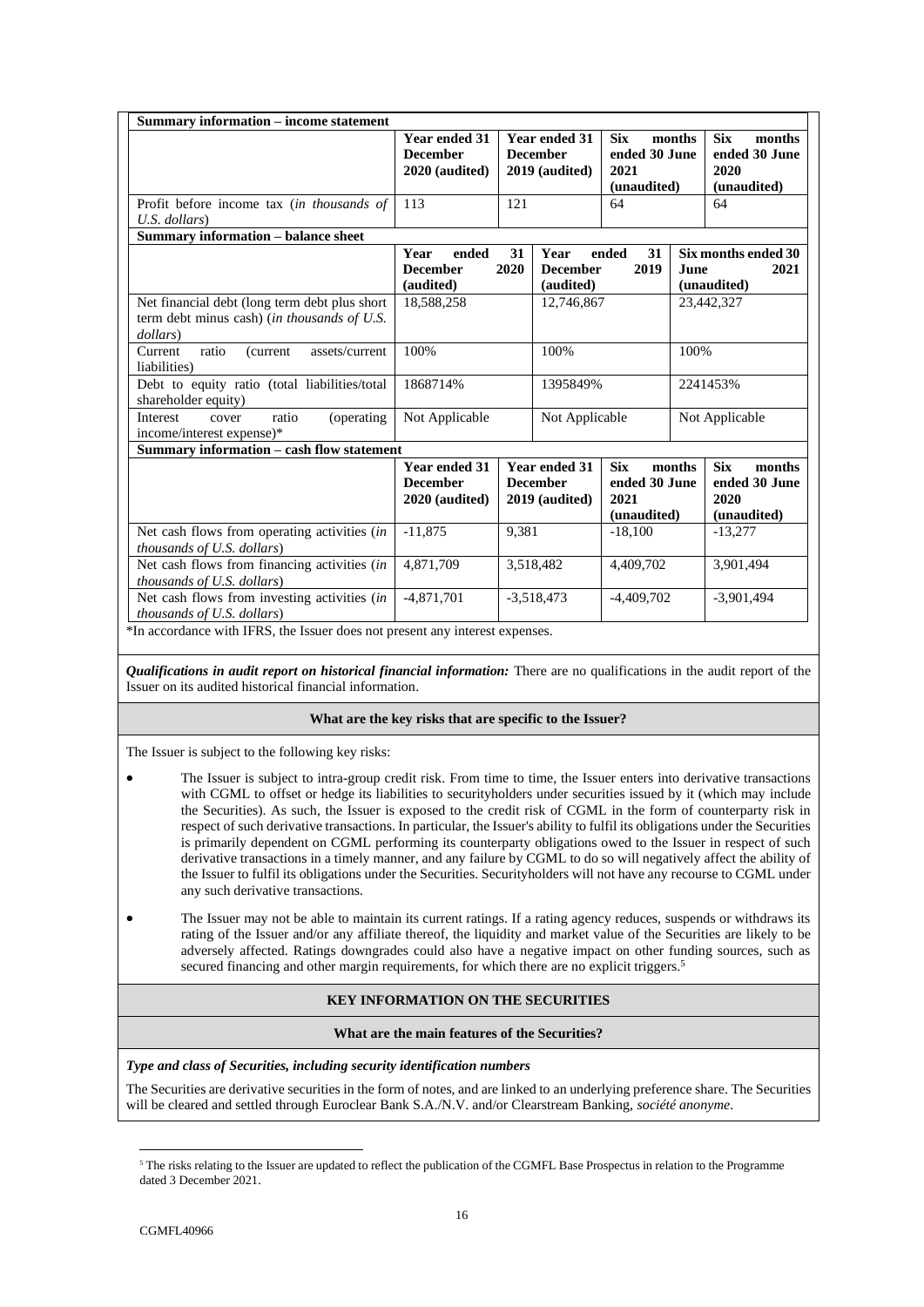| **Summary information – income statement** | | | | |
|---|---|---|---|---|
| | **Year ended 31 December 2020 (audited)** | **Year ended 31 December 2019 (audited)** | **Six months ended 30 June 2021 (unaudited)** | **Six months ended 30 June 2020 (unaudited)** |
| Profit before income tax (*in thousands of U.S. dollars*) | 113 | 121 | 64 | 64 |

| **Summary information – balance sheet** | | | |
|---|---|---|---|
| | **Year ended 31 December 2020 (audited)** | **Year ended 31 December 2019 (audited)** | **Six months ended 30 June 2021 (unaudited)** |
| Net financial debt (long term debt plus short term debt minus cash) (*in thousands of U.S. dollars*) | 18,588,258 | 12,746,867 | 23,442,327 |
| Current ratio (current assets/current liabilities) | 100% | 100% | 100% |
| Debt to equity ratio (total liabilities/total shareholder equity) | 1868714% | 1395849% | 2241453% |
| Interest cover ratio (operating income/interest expense)* | Not Applicable | Not Applicable | Not Applicable |

| **Summary information – cash flow statement** | | | | |
|---|---|---|---|---|
| | **Year ended 31 December 2020 (audited)** | **Year ended 31 December 2019 (audited)** | **Six months ended 30 June 2021 (unaudited)** | **Six months ended 30 June 2020 (unaudited)** |
| Net cash flows from operating activities (*in thousands of U.S. dollars*) | -11,875 | 9,381 | -18,100 | -13,277 |
| Net cash flows from financing activities (*in thousands of U.S. dollars*) | 4,871,709 | 3,518,482 | 4,409,702 | 3,901,494 |
| Net cash flows from investing activities (*in thousands of U.S. dollars*) | -4,871,701 | -3,518,473 | -4,409,702 | -3,901,494 |

*In accordance with IFRS, the Issuer does not present any interest expenses.

***Qualifications in audit report on historical financial information:*** There are no qualifications in the audit report of the Issuer on its audited historical financial information.

**What are the key risks that are specific to the Issuer?**

The Issuer is subject to the following key risks:

- The Issuer is subject to intra-group credit risk. From time to time, the Issuer enters into derivative transactions with CGML to offset or hedge its liabilities to securityholders under securities issued by it (which may include the Securities). As such, the Issuer is exposed to the credit risk of CGML in the form of counterparty risk in respect of such derivative transactions. In particular, the Issuer's ability to fulfil its obligations under the Securities is primarily dependent on CGML performing its counterparty obligations owed to the Issuer in respect of such derivative transactions in a timely manner, and any failure by CGML to do so will negatively affect the ability of the Issuer to fulfil its obligations under the Securities. Securityholders will not have any recourse to CGML under any such derivative transactions.
- The Issuer may not be able to maintain its current ratings. If a rating agency reduces, suspends or withdraws its rating of the Issuer and/or any affiliate thereof, the liquidity and market value of the Securities are likely to be adversely affected. Ratings downgrades could also have a negative impact on other funding sources, such as secured financing and other margin requirements, for which there are no explicit triggers.[5]

**KEY INFORMATION ON THE SECURITIES**

**What are the main features of the Securities?**

***Type and class of Securities, including security identification numbers***

The Securities are derivative securities in the form of notes, and are linked to an underlying preference share. The Securities will be cleared and settled through Euroclear Bank S.A./N.V. and/or Clearstream Banking, *société anonyme*.

[5] The risks relating to the Issuer are updated to reflect the publication of the CGMFL Base Prospectus in relation to the Programme dated 3 December 2021.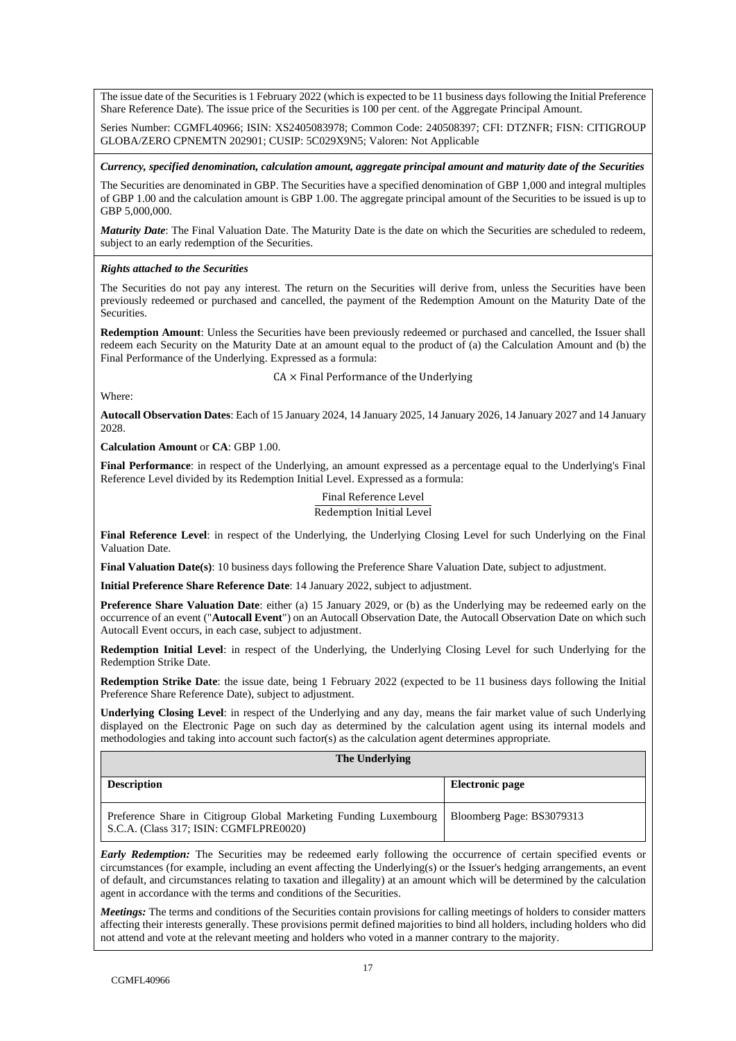The issue date of the Securities is 1 February 2022 (which is expected to be 11 business days following the Initial Preference Share Reference Date). The issue price of the Securities is 100 per cent. of the Aggregate Principal Amount.

Series Number: CGMFL40966; ISIN: XS2405083978; Common Code: 240508397; CFI: DTZNFR; FISN: CITIGROUP GLOBA/ZERO CPNEMTN 202901; CUSIP: 5C029X9N5; Valoren: Not Applicable

***Currency, specified denomination, calculation amount, aggregate principal amount and maturity date of the Securities***

The Securities are denominated in GBP. The Securities have a specified denomination of GBP 1,000 and integral multiples of GBP 1.00 and the calculation amount is GBP 1.00. The aggregate principal amount of the Securities to be issued is up to GBP 5,000,000.

***Maturity Date***: The Final Valuation Date. The Maturity Date is the date on which the Securities are scheduled to redeem, subject to an early redemption of the Securities.

***Rights attached to the Securities***

The Securities do not pay any interest. The return on the Securities will derive from, unless the Securities have been previously redeemed or purchased and cancelled, the payment of the Redemption Amount on the Maturity Date of the Securities.

**Redemption Amount**: Unless the Securities have been previously redeemed or purchased and cancelled, the Issuer shall redeem each Security on the Maturity Date at an amount equal to the product of (a) the Calculation Amount and (b) the Final Performance of the Underlying. Expressed as a formula:

$$\text{CA} \times \text{Final Performance of the Underlying}$$

Where:

**Autocall Observation Dates**: Each of 15 January 2024, 14 January 2025, 14 January 2026, 14 January 2027 and 14 January 2028.

**Calculation Amount** or **CA**: GBP 1.00.

**Final Performance**: in respect of the Underlying, an amount expressed as a percentage equal to the Underlying's Final Reference Level divided by its Redemption Initial Level. Expressed as a formula:

$$\frac{\text{Final Reference Level}}{\text{Redemption Initial Level}}$$

**Final Reference Level**: in respect of the Underlying, the Underlying Closing Level for such Underlying on the Final Valuation Date.

**Final Valuation Date(s)**: 10 business days following the Preference Share Valuation Date, subject to adjustment.

**Initial Preference Share Reference Date**: 14 January 2022, subject to adjustment.

**Preference Share Valuation Date**: either (a) 15 January 2029, or (b) as the Underlying may be redeemed early on the occurrence of an event ("**Autocall Event**") on an Autocall Observation Date, the Autocall Observation Date on which such Autocall Event occurs, in each case, subject to adjustment.

**Redemption Initial Level**: in respect of the Underlying, the Underlying Closing Level for such Underlying for the Redemption Strike Date.

**Redemption Strike Date**: the issue date, being 1 February 2022 (expected to be 11 business days following the Initial Preference Share Reference Date), subject to adjustment.

**Underlying Closing Level**: in respect of the Underlying and any day, means the fair market value of such Underlying displayed on the Electronic Page on such day as determined by the calculation agent using its internal models and methodologies and taking into account such factor(s) as the calculation agent determines appropriate.

| **The Underlying** | |
|---|---|
| **Description** | **Electronic page** |
| Preference Share in Citigroup Global Marketing Funding Luxembourg S.C.A. (Class 317; ISIN: CGMFLPRE0020) | Bloomberg Page: BS3079313 |

***Early Redemption:*** The Securities may be redeemed early following the occurrence of certain specified events or circumstances (for example, including an event affecting the Underlying(s) or the Issuer's hedging arrangements, an event of default, and circumstances relating to taxation and illegality) at an amount which will be determined by the calculation agent in accordance with the terms and conditions of the Securities.

***Meetings:*** The terms and conditions of the Securities contain provisions for calling meetings of holders to consider matters affecting their interests generally. These provisions permit defined majorities to bind all holders, including holders who did not attend and vote at the relevant meeting and holders who voted in a manner contrary to the majority.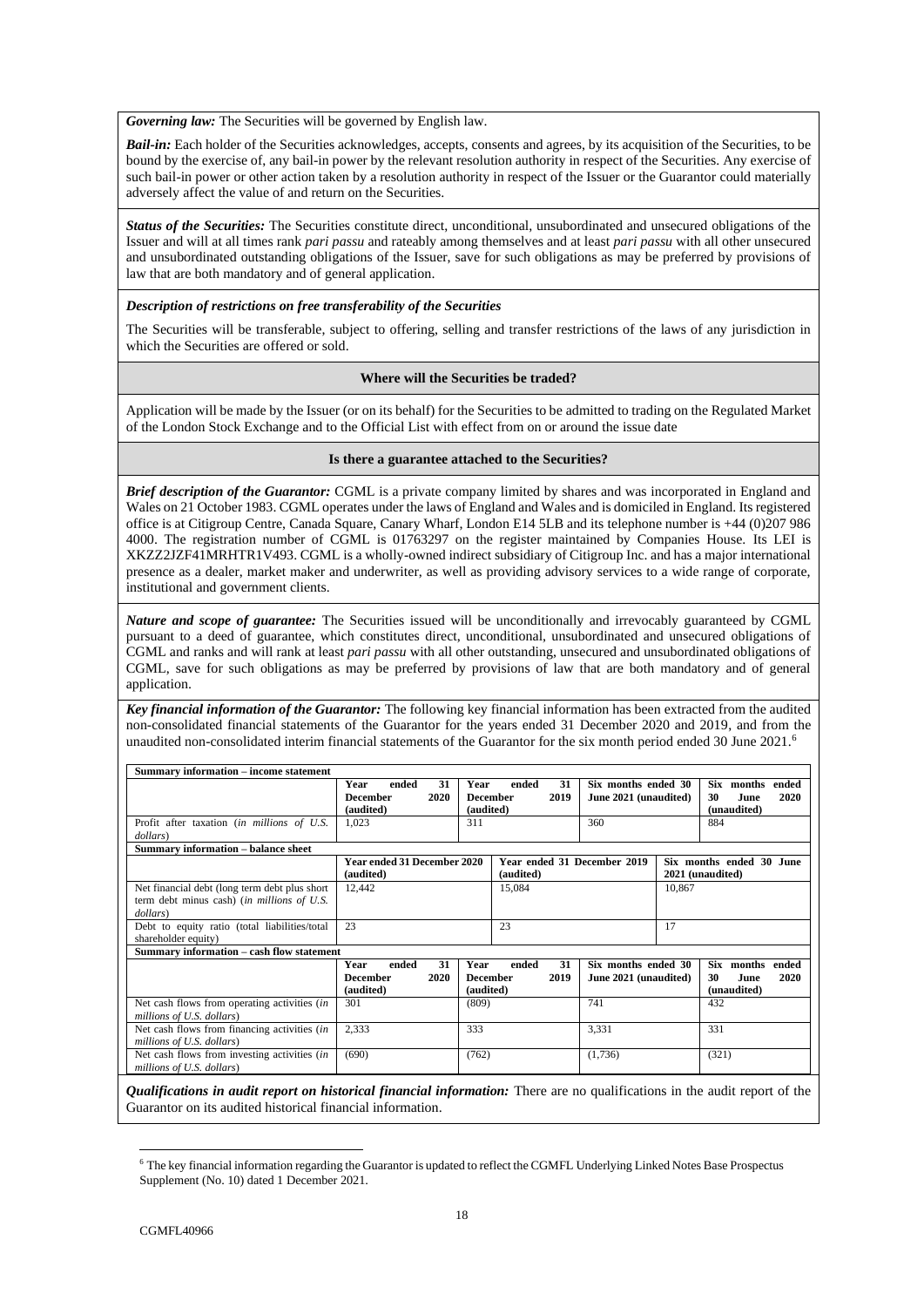***Governing law:*** The Securities will be governed by English law.

***Bail-in:*** Each holder of the Securities acknowledges, accepts, consents and agrees, by its acquisition of the Securities, to be bound by the exercise of, any bail-in power by the relevant resolution authority in respect of the Securities. Any exercise of such bail-in power or other action taken by a resolution authority in respect of the Issuer or the Guarantor could materially adversely affect the value of and return on the Securities.

***Status of the Securities:*** The Securities constitute direct, unconditional, unsubordinated and unsecured obligations of the Issuer and will at all times rank *pari passu* and rateably among themselves and at least *pari passu* with all other unsecured and unsubordinated outstanding obligations of the Issuer, save for such obligations as may be preferred by provisions of law that are both mandatory and of general application.

***Description of restrictions on free transferability of the Securities***

The Securities will be transferable, subject to offering, selling and transfer restrictions of the laws of any jurisdiction in which the Securities are offered or sold.

**Where will the Securities be traded?**

Application will be made by the Issuer (or on its behalf) for the Securities to be admitted to trading on the Regulated Market of the London Stock Exchange and to the Official List with effect from on or around the issue date

**Is there a guarantee attached to the Securities?**

***Brief description of the Guarantor:*** CGML is a private company limited by shares and was incorporated in England and Wales on 21 October 1983. CGML operates under the laws of England and Wales and is domiciled in England. Its registered office is at Citigroup Centre, Canada Square, Canary Wharf, London E14 5LB and its telephone number is +44 (0)207 986 4000. The registration number of CGML is 01763297 on the register maintained by Companies House. Its LEI is XKZZ2JZF41MRHTR1V493. CGML is a wholly-owned indirect subsidiary of Citigroup Inc. and has a major international presence as a dealer, market maker and underwriter, as well as providing advisory services to a wide range of corporate, institutional and government clients.

***Nature and scope of guarantee:*** The Securities issued will be unconditionally and irrevocably guaranteed by CGML pursuant to a deed of guarantee, which constitutes direct, unconditional, unsubordinated and unsecured obligations of CGML and ranks and will rank at least *pari passu* with all other outstanding, unsecured and unsubordinated obligations of CGML, save for such obligations as may be preferred by provisions of law that are both mandatory and of general application.

***Key financial information of the Guarantor:*** The following key financial information has been extracted from the audited non-consolidated financial statements of the Guarantor for the years ended 31 December 2020 and 2019, and from the unaudited non-consolidated interim financial statements of the Guarantor for the six month period ended 30 June 2021.[6]

| **Summary information – income statement** | | | | |
|---|---|---|---|---|
| | **Year ended 31 December 2020 (audited)** | **Year ended 31 December 2019 (audited)** | **Six months ended 30 June 2021 (unaudited)** | **Six months ended 30 June 2020 (unaudited)** |
| Profit after taxation (*in millions of U.S. dollars*) | 1,023 | 311 | 360 | 884 |
| **Summary information – balance sheet** | | | | |
| | **Year ended 31 December 2020 (audited)** | **Year ended 31 December 2019 (audited)** | **Six months ended 30 June 2021 (unaudited)** | |
| Net financial debt (long term debt plus short term debt minus cash) (*in millions of U.S. dollars*) | 12,442 | 15,084 | 10,867 | |
| Debt to equity ratio (total liabilities/total shareholder equity) | 23 | 23 | 17 | |
| **Summary information – cash flow statement** | | | | |
| | **Year ended 31 December 2020 (audited)** | **Year ended 31 December 2019 (audited)** | **Six months ended 30 June 2021 (unaudited)** | **Six months ended 30 June 2020 (unaudited)** |
| Net cash flows from operating activities (*in millions of U.S. dollars*) | 301 | (809) | 741 | 432 |
| Net cash flows from financing activities (*in millions of U.S. dollars*) | 2,333 | 333 | 3,331 | 331 |
| Net cash flows from investing activities (*in millions of U.S. dollars*) | (690) | (762) | (1,736) | (321) |

***Qualifications in audit report on historical financial information:*** There are no qualifications in the audit report of the Guarantor on its audited historical financial information.

[6] The key financial information regarding the Guarantor is updated to reflect the CGMFL Underlying Linked Notes Base Prospectus Supplement (No. 10) dated 1 December 2021.

CGMFL40966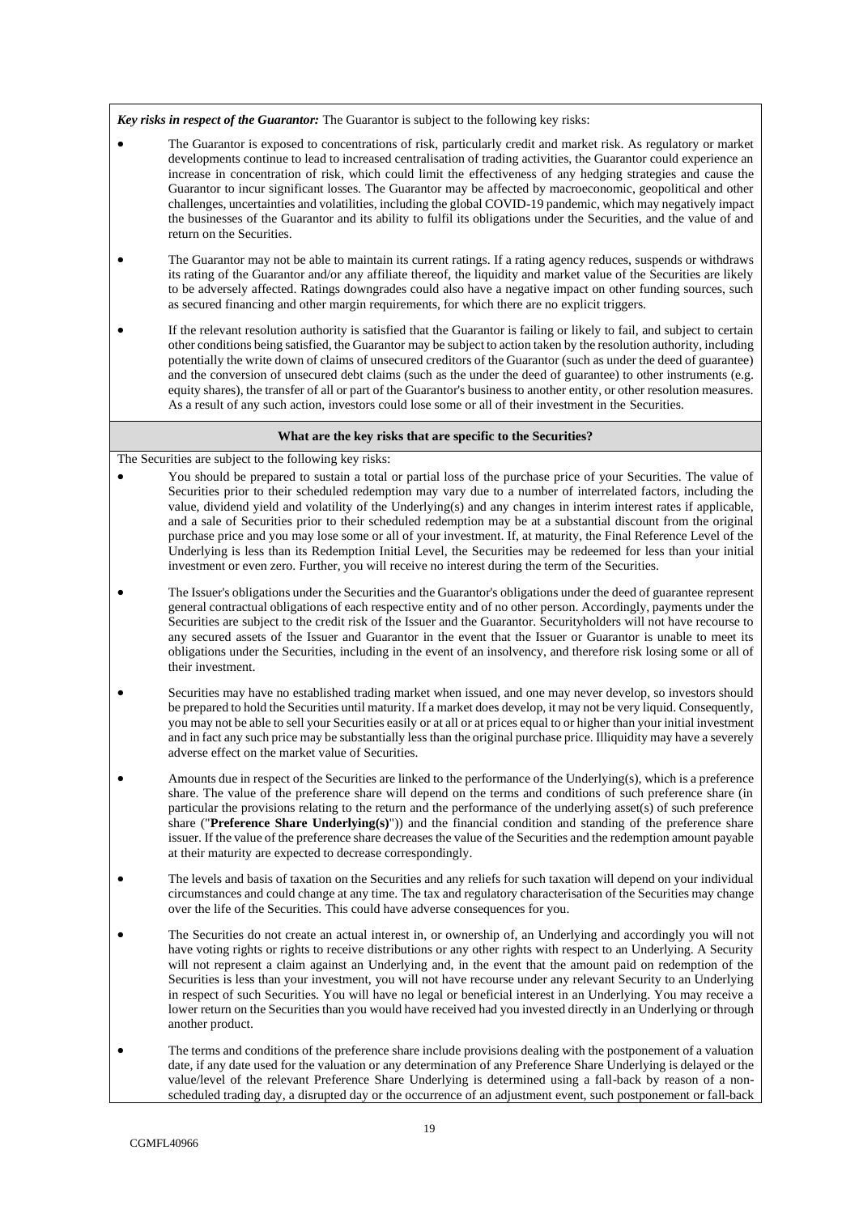***Key risks in respect of the Guarantor:*** The Guarantor is subject to the following key risks:

- The Guarantor is exposed to concentrations of risk, particularly credit and market risk. As regulatory or market developments continue to lead to increased centralisation of trading activities, the Guarantor could experience an increase in concentration of risk, which could limit the effectiveness of any hedging strategies and cause the Guarantor to incur significant losses. The Guarantor may be affected by macroeconomic, geopolitical and other challenges, uncertainties and volatilities, including the global COVID-19 pandemic, which may negatively impact the businesses of the Guarantor and its ability to fulfil its obligations under the Securities, and the value of and return on the Securities.

- The Guarantor may not be able to maintain its current ratings. If a rating agency reduces, suspends or withdraws its rating of the Guarantor and/or any affiliate thereof, the liquidity and market value of the Securities are likely to be adversely affected. Ratings downgrades could also have a negative impact on other funding sources, such as secured financing and other margin requirements, for which there are no explicit triggers.

- If the relevant resolution authority is satisfied that the Guarantor is failing or likely to fail, and subject to certain other conditions being satisfied, the Guarantor may be subject to action taken by the resolution authority, including potentially the write down of claims of unsecured creditors of the Guarantor (such as under the deed of guarantee) and the conversion of unsecured debt claims (such as the under the deed of guarantee) to other instruments (e.g. equity shares), the transfer of all or part of the Guarantor's business to another entity, or other resolution measures. As a result of any such action, investors could lose some or all of their investment in the Securities.

**What are the key risks that are specific to the Securities?**

The Securities are subject to the following key risks:

- You should be prepared to sustain a total or partial loss of the purchase price of your Securities. The value of Securities prior to their scheduled redemption may vary due to a number of interrelated factors, including the value, dividend yield and volatility of the Underlying(s) and any changes in interim interest rates if applicable, and a sale of Securities prior to their scheduled redemption may be at a substantial discount from the original purchase price and you may lose some or all of your investment. If, at maturity, the Final Reference Level of the Underlying is less than its Redemption Initial Level, the Securities may be redeemed for less than your initial investment or even zero. Further, you will receive no interest during the term of the Securities.

- The Issuer's obligations under the Securities and the Guarantor's obligations under the deed of guarantee represent general contractual obligations of each respective entity and of no other person. Accordingly, payments under the Securities are subject to the credit risk of the Issuer and the Guarantor. Securityholders will not have recourse to any secured assets of the Issuer and Guarantor in the event that the Issuer or Guarantor is unable to meet its obligations under the Securities, including in the event of an insolvency, and therefore risk losing some or all of their investment.

- Securities may have no established trading market when issued, and one may never develop, so investors should be prepared to hold the Securities until maturity. If a market does develop, it may not be very liquid. Consequently, you may not be able to sell your Securities easily or at all or at prices equal to or higher than your initial investment and in fact any such price may be substantially less than the original purchase price. Illiquidity may have a severely adverse effect on the market value of Securities.

- Amounts due in respect of the Securities are linked to the performance of the Underlying(s), which is a preference share. The value of the preference share will depend on the terms and conditions of such preference share (in particular the provisions relating to the return and the performance of the underlying asset(s) of such preference share ("**Preference Share Underlying(s)**")) and the financial condition and standing of the preference share issuer. If the value of the preference share decreases the value of the Securities and the redemption amount payable at their maturity are expected to decrease correspondingly.

- The levels and basis of taxation on the Securities and any reliefs for such taxation will depend on your individual circumstances and could change at any time. The tax and regulatory characterisation of the Securities may change over the life of the Securities. This could have adverse consequences for you.

- The Securities do not create an actual interest in, or ownership of, an Underlying and accordingly you will not have voting rights or rights to receive distributions or any other rights with respect to an Underlying. A Security will not represent a claim against an Underlying and, in the event that the amount paid on redemption of the Securities is less than your investment, you will not have recourse under any relevant Security to an Underlying in respect of such Securities. You will have no legal or beneficial interest in an Underlying. You may receive a lower return on the Securities than you would have received had you invested directly in an Underlying or through another product.

- The terms and conditions of the preference share include provisions dealing with the postponement of a valuation date, if any date used for the valuation or any determination of any Preference Share Underlying is delayed or the value/level of the relevant Preference Share Underlying is determined using a fall-back by reason of a non-scheduled trading day, a disrupted day or the occurrence of an adjustment event, such postponement or fall-back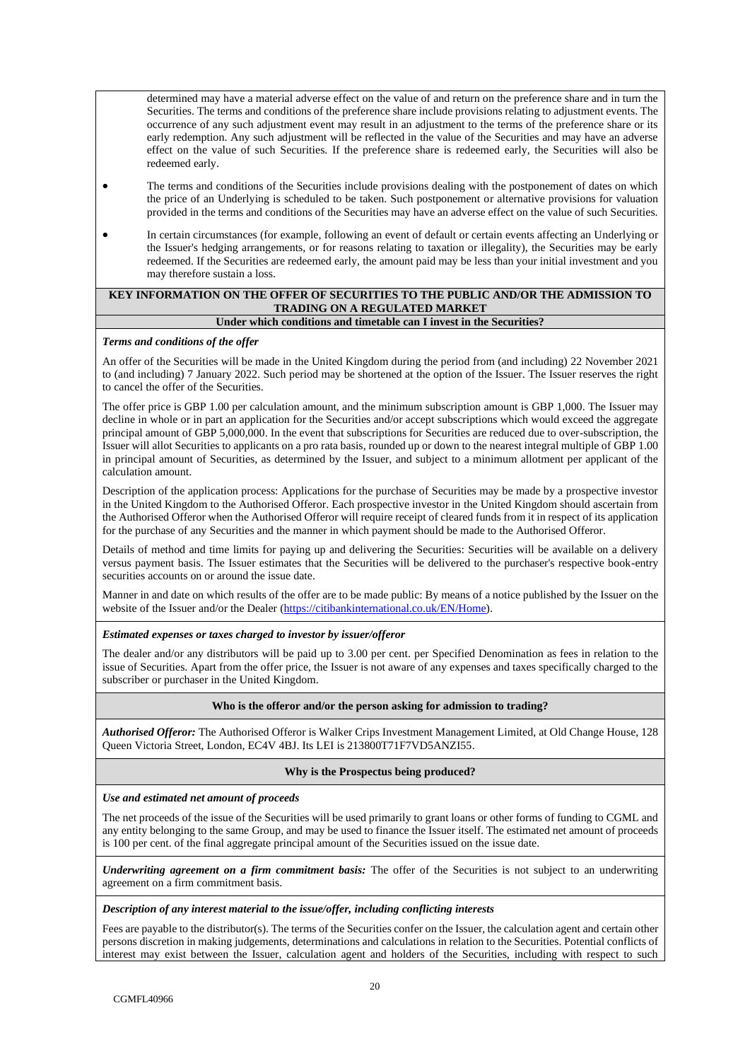determined may have a material adverse effect on the value of and return on the preference share and in turn the Securities. The terms and conditions of the preference share include provisions relating to adjustment events. The occurrence of any such adjustment event may result in an adjustment to the terms of the preference share or its early redemption. Any such adjustment will be reflected in the value of the Securities and may have an adverse effect on the value of such Securities. If the preference share is redeemed early, the Securities will also be redeemed early.

- The terms and conditions of the Securities include provisions dealing with the postponement of dates on which the price of an Underlying is scheduled to be taken. Such postponement or alternative provisions for valuation provided in the terms and conditions of the Securities may have an adverse effect on the value of such Securities.
- In certain circumstances (for example, following an event of default or certain events affecting an Underlying or the Issuer's hedging arrangements, or for reasons relating to taxation or illegality), the Securities may be early redeemed. If the Securities are redeemed early, the amount paid may be less than your initial investment and you may therefore sustain a loss.

## KEY INFORMATION ON THE OFFER OF SECURITIES TO THE PUBLIC AND/OR THE ADMISSION TO TRADING ON A REGULATED MARKET

### Under which conditions and timetable can I invest in the Securities?

***Terms and conditions of the offer***

An offer of the Securities will be made in the United Kingdom during the period from (and including) 22 November 2021 to (and including) 7 January 2022. Such period may be shortened at the option of the Issuer. The Issuer reserves the right to cancel the offer of the Securities.

The offer price is GBP 1.00 per calculation amount, and the minimum subscription amount is GBP 1,000. The Issuer may decline in whole or in part an application for the Securities and/or accept subscriptions which would exceed the aggregate principal amount of GBP 5,000,000. In the event that subscriptions for Securities are reduced due to over-subscription, the Issuer will allot Securities to applicants on a pro rata basis, rounded up or down to the nearest integral multiple of GBP 1.00 in principal amount of Securities, as determined by the Issuer, and subject to a minimum allotment per applicant of the calculation amount.

Description of the application process: Applications for the purchase of Securities may be made by a prospective investor in the United Kingdom to the Authorised Offeror. Each prospective investor in the United Kingdom should ascertain from the Authorised Offeror when the Authorised Offeror will require receipt of cleared funds from it in respect of its application for the purchase of any Securities and the manner in which payment should be made to the Authorised Offeror.

Details of method and time limits for paying up and delivering the Securities: Securities will be available on a delivery versus payment basis. The Issuer estimates that the Securities will be delivered to the purchaser's respective book-entry securities accounts on or around the issue date.

Manner in and date on which results of the offer are to be made public: By means of a notice published by the Issuer on the website of the Issuer and/or the Dealer (https://citibankinternational.co.uk/EN/Home).

***Estimated expenses or taxes charged to investor by issuer/offeror***

The dealer and/or any distributors will be paid up to 3.00 per cent. per Specified Denomination as fees in relation to the issue of Securities. Apart from the offer price, the Issuer is not aware of any expenses and taxes specifically charged to the subscriber or purchaser in the United Kingdom.

### Who is the offeror and/or the person asking for admission to trading?

***Authorised Offeror:*** The Authorised Offeror is Walker Crips Investment Management Limited, at Old Change House, 128 Queen Victoria Street, London, EC4V 4BJ. Its LEI is 213800T71F7VD5ANZI55.

### Why is the Prospectus being produced?

***Use and estimated net amount of proceeds***

The net proceeds of the issue of the Securities will be used primarily to grant loans or other forms of funding to CGML and any entity belonging to the same Group, and may be used to finance the Issuer itself. The estimated net amount of proceeds is 100 per cent. of the final aggregate principal amount of the Securities issued on the issue date.

***Underwriting agreement on a firm commitment basis:*** The offer of the Securities is not subject to an underwriting agreement on a firm commitment basis.

***Description of any interest material to the issue/offer, including conflicting interests***

Fees are payable to the distributor(s). The terms of the Securities confer on the Issuer, the calculation agent and certain other persons discretion in making judgements, determinations and calculations in relation to the Securities. Potential conflicts of interest may exist between the Issuer, calculation agent and holders of the Securities, including with respect to such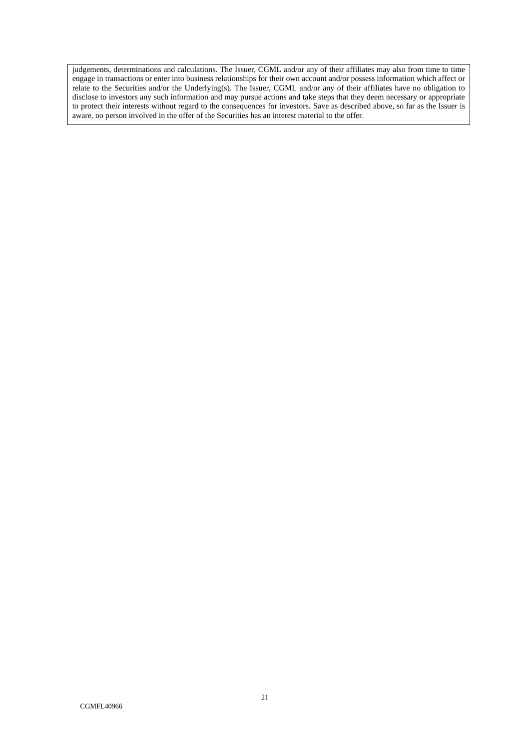judgements, determinations and calculations. The Issuer, CGML and/or any of their affiliates may also from time to time engage in transactions or enter into business relationships for their own account and/or possess information which affect or relate to the Securities and/or the Underlying(s). The Issuer, CGML and/or any of their affiliates have no obligation to disclose to investors any such information and may pursue actions and take steps that they deem necessary or appropriate to protect their interests without regard to the consequences for investors. Save as described above, so far as the Issuer is aware, no person involved in the offer of the Securities has an interest material to the offer.